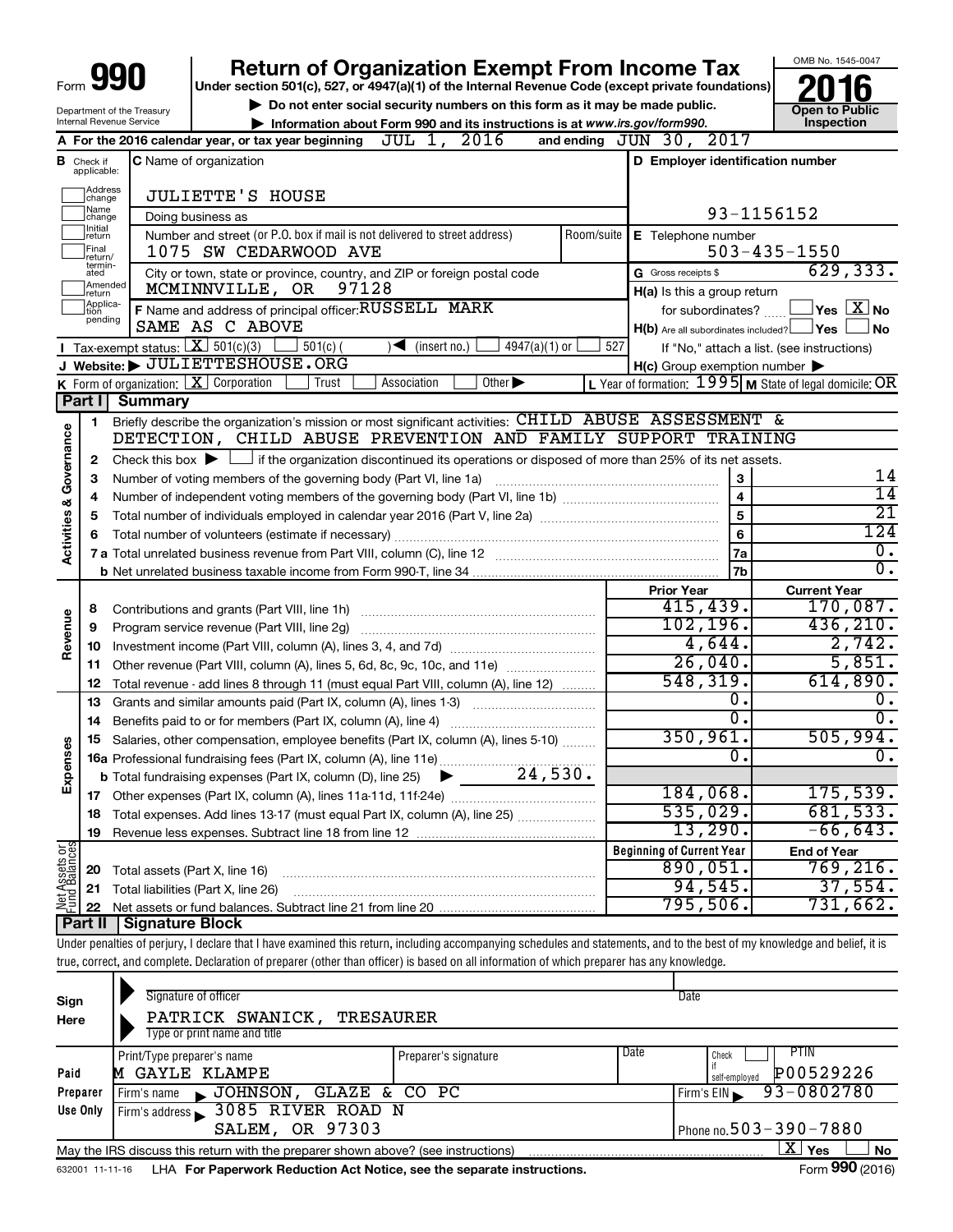# Form 990 Return of Organization Exempt From Income Tax

**Under section 501(c), 527, or 4947(a)(1) of the Internal Revenue Code (except private foundations)**

▶ Do not enter social security numbers on this form as it may be made public.

▶ Information about Form 990 and its instructions is at www.irs.gov/form990.

Department of the Treasury
Internal Revenue Service

OMB No. 1545-0047

**2016**

**Open to Public Inspection**

**A** For the 2016 calendar year, or tax year beginning JUL 1, 2016 and ending JUN 30, 2017

**B** Check if applicable: Address change, Name change, Initial return, Final return/terminated, Amended return, Application pending

**C** Name of organization: JULIETTE'S HOUSE

Doing business as

Number and street (or P.O. box if mail is not delivered to street address): 1075 SW CEDARWOOD AVE — Room/suite

City or town, state or province, country, and ZIP or foreign postal code: MCMINNVILLE, OR 97128

**D** Employer identification number: 93-1156152

**E** Telephone number: 503-435-1550

**G** Gross receipts $ 629,333.

**F** Name and address of principal officer: RUSSELL MARK, SAME AS C ABOVE

**H(a)** Is this a group return for subordinates? ☐ Yes ☒ No

**H(b)** Are all subordinates included? ☐ Yes ☐ No — If "No," attach a list. (see instructions)

**I** Tax-exempt status: ☒ 501(c)(3) ☐ 501(c) ( ) ◀ (insert no.) ☐ 4947(a)(1) or ☐ 527

**J** Website: ▶ JULIETTESHOUSE.ORG

**H(c)** Group exemption number ▶

**K** Form of organization: ☒ Corporation ☐ Trust ☐ Association ☐ Other ▶

**L** Year of formation: 1995 **M** State of legal domicile: OR

## Part I Summary

**Activities & Governance**

1. Briefly describe the organization's mission or most significant activities: CHILD ABUSE ASSESSMENT & DETECTION, CHILD ABUSE PREVENTION AND FAMILY SUPPORT TRAINING
2. Check this box ▶ ☐ if the organization discontinued its operations or disposed of more than 25% of its net assets.

| Line | Description | | Value |
|---|---|---|---|
| 3 | Number of voting members of the governing body (Part VI, line 1a) | 3 | 14 |
| 4 | Number of independent voting members of the governing body (Part VI, line 1b) | 4 | 14 |
| 5 | Total number of individuals employed in calendar year 2016 (Part V, line 2a) | 5 | 21 |
| 6 | Total number of volunteers (estimate if necessary) | 6 | 124 |
| 7a | Total unrelated business revenue from Part VIII, column (C), line 12 | 7a | 0. |
| 7b | Net unrelated business taxable income from Form 990-T, line 34 | 7b | 0. |

| Line | Description | Prior Year | Current Year |
|---|---|---|---|
| **Revenue** | | | |
| 8 | Contributions and grants (Part VIII, line 1h) | 415,439. | 170,087. |
| 9 | Program service revenue (Part VIII, line 2g) | 102,196. | 436,210. |
| 10 | Investment income (Part VIII, column (A), lines 3, 4, and 7d) | 4,644. | 2,742. |
| 11 | Other revenue (Part VIII, column (A), lines 5, 6d, 8c, 9c, 10c, and 11e) | 26,040. | 5,851. |
| 12 | Total revenue - add lines 8 through 11 (must equal Part VIII, column (A), line 12) | 548,319. | 614,890. |
| **Expenses** | | | |
| 13 | Grants and similar amounts paid (Part IX, column (A), lines 1-3) | 0. | 0. |
| 14 | Benefits paid to or for members (Part IX, column (A), line 4) | 0. | 0. |
| 15 | Salaries, other compensation, employee benefits (Part IX, column (A), lines 5-10) | 350,961. | 505,994. |
| 16a | Professional fundraising fees (Part IX, column (A), line 11e) | 0. | 0. |
| b | Total fundraising expenses (Part IX, column (D), line 25) ▶ 24,530. | | |
| 17 | Other expenses (Part IX, column (A), lines 11a-11d, 11f-24e) | 184,068. | 175,539. |
| 18 | Total expenses. Add lines 13-17 (must equal Part IX, column (A), line 25) | 535,029. | 681,533. |
| 19 | Revenue less expenses. Subtract line 18 from line 12 | 13,290. | -66,643. |

| Line | Net Assets or Fund Balances | Beginning of Current Year | End of Year |
|---|---|---|---|
| 20 | Total assets (Part X, line 16) | 890,051. | 769,216. |
| 21 | Total liabilities (Part X, line 26) | 94,545. | 37,554. |
| 22 | Net assets or fund balances. Subtract line 21 from line 20 | 795,506. | 731,662. |

## Part II Signature Block

Under penalties of perjury, I declare that I have examined this return, including accompanying schedules and statements, and to the best of my knowledge and belief, it is true, correct, and complete. Declaration of preparer (other than officer) is based on all information of which preparer has any knowledge.

**Sign Here**

Signature of officer — Date

PATRICK SWANICK, TREASURER
Type or print name and title

**Paid Preparer Use Only**

| Print/Type preparer's name | Preparer's signature | Date | Check if self-employed | PTIN |
|---|---|---|---|---|
| M GAYLE KLAMPE | | | ☐ | P00529226 |

Firm's name ▶ JOHNSON, GLAZE & CO PC — Firm's EIN ▶ 93-0802780

Firm's address ▶ 3085 RIVER ROAD N, SALEM, OR 97303 — Phone no. 503-390-7880

May the IRS discuss this return with the preparer shown above? (see instructions) ☒ Yes ☐ No

632001 11-11-16 LHA For Paperwork Reduction Act Notice, see the separate instructions. Form **990** (2016)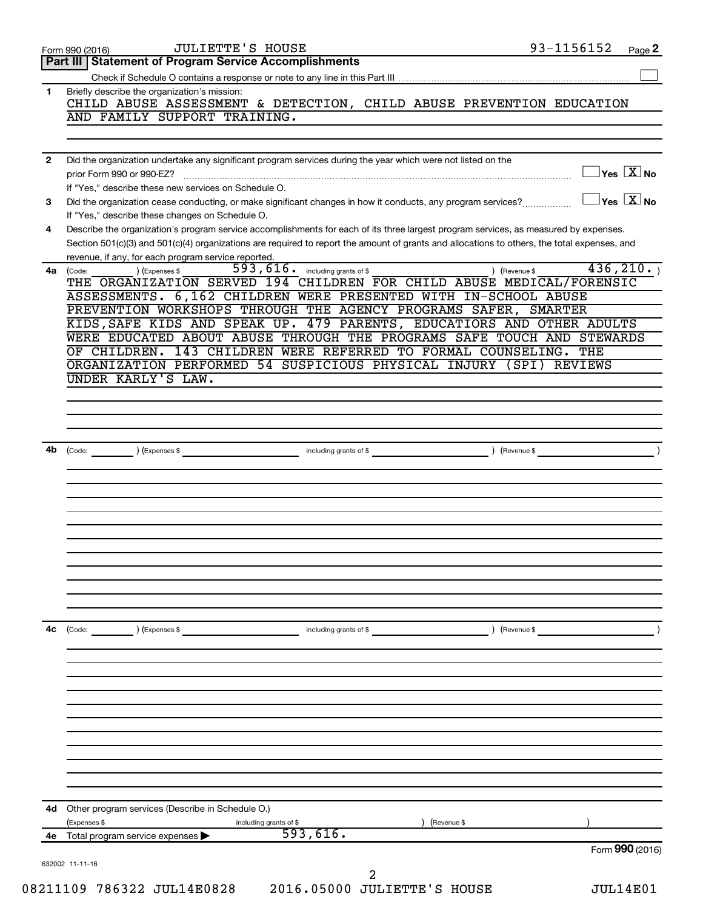Form 990 (2016) JULIETTE'S HOUSE 93-1156152 Page 2

## Part III Statement of Program Service Accomplishments

Check if Schedule O contains a response or note to any line in this Part III ☐

**1** Briefly describe the organization's mission:

CHILD ABUSE ASSESSMENT & DETECTION, CHILD ABUSE PREVENTION EDUCATION AND FAMILY SUPPORT TRAINING.

**2** Did the organization undertake any significant program services during the year which were not listed on the prior Form 990 or 990-EZ? ☐ Yes ☒ No

If "Yes," describe these new services on Schedule O.

**3** Did the organization cease conducting, or make significant changes in how it conducts, any program services? ☐ Yes ☒ No

If "Yes," describe these changes on Schedule O.

**4** Describe the organization's program service accomplishments for each of its three largest program services, as measured by expenses. Section 501(c)(3) and 501(c)(4) organizations are required to report the amount of grants and allocations to others, the total expenses, and revenue, if any, for each program service reported.

**4a** (Code: ) (Expenses $ 593,616. including grants of $ ) (Revenue $ 436,210. )

THE ORGANIZATION SERVED 194 CHILDREN FOR CHILD ABUSE MEDICAL/FORENSIC ASSESSMENTS. 6,162 CHILDREN WERE PRESENTED WITH IN-SCHOOL ABUSE PREVENTION WORKSHOPS THROUGH THE AGENCY PROGRAMS SAFER, SMARTER KIDS,SAFE KIDS AND SPEAK UP. 479 PARENTS, EDUCATIORS AND OTHER ADULTS WERE EDUCATED ABOUT ABUSE THROUGH THE PROGRAMS SAFE TOUCH AND STEWARDS OF CHILDREN. 143 CHILDREN WERE REFERRED TO FORMAL COUNSELING. THE ORGANIZATION PERFORMED 54 SUSPICIOUS PHYSICAL INJURY (SPI) REVIEWS UNDER KARLY'S LAW.

**4b** (Code: ) (Expenses $ including grants of $ ) (Revenue $ )

**4c** (Code: ) (Expenses $ including grants of $ ) (Revenue $ )

**4d** Other program services (Describe in Schedule O.)

(Expenses $ including grants of $ ) (Revenue $ )

**4e** Total program service expenses ▶ 593,616.

Form **990** (2016)

632002 11-11-16

08211109 786322 JUL14E0828 2016.05000 JULIETTE'S HOUSE JUL14E01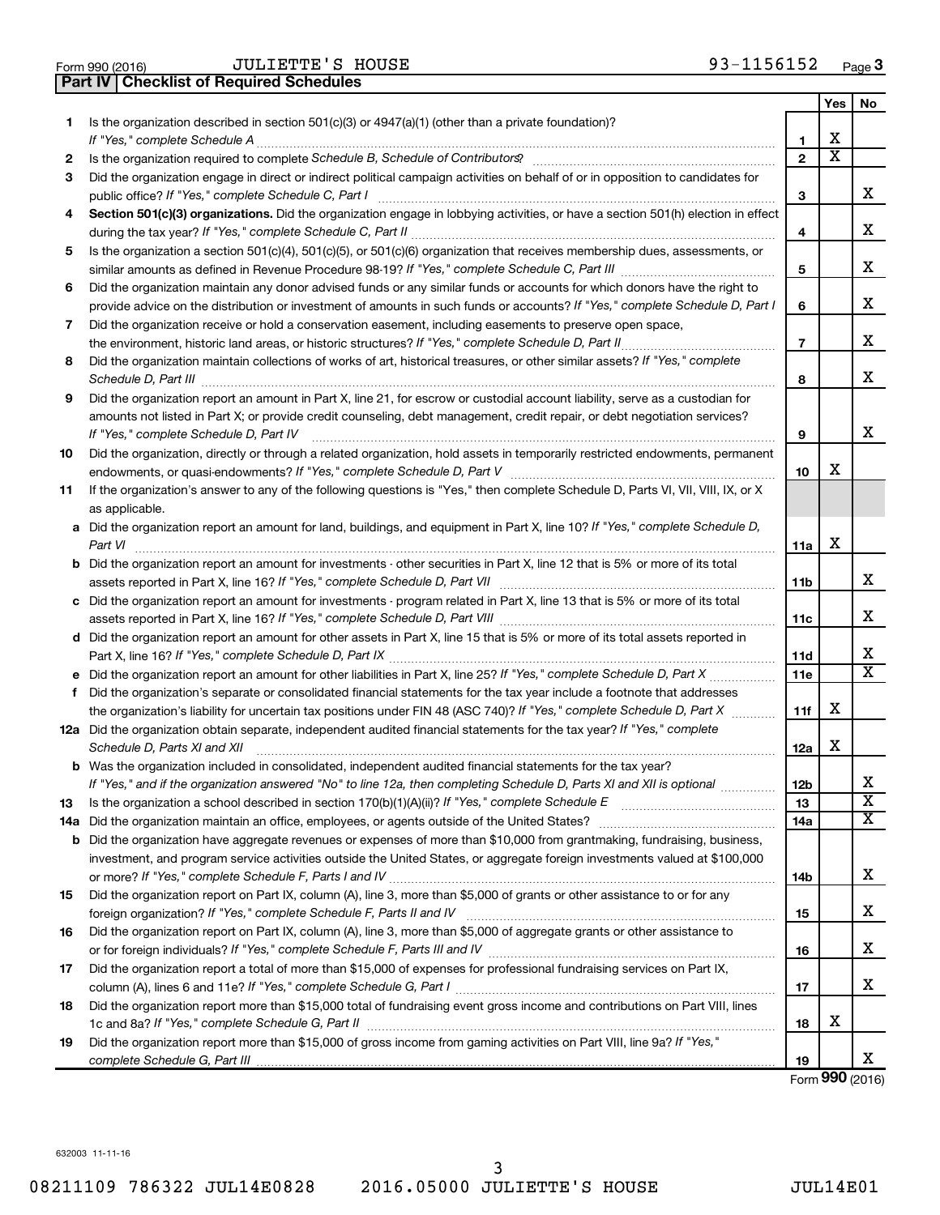Form 990 (2016) JULIETTE'S HOUSE 93-1156152 Page 3

**Part IV | Checklist of Required Schedules**

| | | | Yes | No |
|---|---|---|---|---|
| 1 | Is the organization described in section 501(c)(3) or 4947(a)(1) (other than a private foundation)? *If "Yes," complete Schedule A* | 1 | X | |
| 2 | Is the organization required to complete *Schedule B, Schedule of Contributors*? | 2 | X | |
| 3 | Did the organization engage in direct or indirect political campaign activities on behalf of or in opposition to candidates for public office? *If "Yes," complete Schedule C, Part I* | 3 | | X |
| 4 | **Section 501(c)(3) organizations.** Did the organization engage in lobbying activities, or have a section 501(h) election in effect during the tax year? *If "Yes," complete Schedule C, Part II* | 4 | | X |
| 5 | Is the organization a section 501(c)(4), 501(c)(5), or 501(c)(6) organization that receives membership dues, assessments, or similar amounts as defined in Revenue Procedure 98-19? *If "Yes," complete Schedule C, Part III* | 5 | | X |
| 6 | Did the organization maintain any donor advised funds or any similar funds or accounts for which donors have the right to provide advice on the distribution or investment of amounts in such funds or accounts? *If "Yes," complete Schedule D, Part I* | 6 | | X |
| 7 | Did the organization receive or hold a conservation easement, including easements to preserve open space, the environment, historic land areas, or historic structures? *If "Yes," complete Schedule D, Part II* | 7 | | X |
| 8 | Did the organization maintain collections of works of art, historical treasures, or other similar assets? *If "Yes," complete Schedule D, Part III* | 8 | | X |
| 9 | Did the organization report an amount in Part X, line 21, for escrow or custodial account liability, serve as a custodian for amounts not listed in Part X; or provide credit counseling, debt management, credit repair, or debt negotiation services? *If "Yes," complete Schedule D, Part IV* | 9 | | X |
| 10 | Did the organization, directly or through a related organization, hold assets in temporarily restricted endowments, permanent endowments, or quasi-endowments? *If "Yes," complete Schedule D, Part V* | 10 | X | |
| 11 | If the organization's answer to any of the following questions is "Yes," then complete Schedule D, Parts VI, VII, VIII, IX, or X as applicable. | | | |
| a | Did the organization report an amount for land, buildings, and equipment in Part X, line 10? *If "Yes," complete Schedule D, Part VI* | 11a | X | |
| b | Did the organization report an amount for investments - other securities in Part X, line 12 that is 5% or more of its total assets reported in Part X, line 16? *If "Yes," complete Schedule D, Part VII* | 11b | | X |
| c | Did the organization report an amount for investments - program related in Part X, line 13 that is 5% or more of its total assets reported in Part X, line 16? *If "Yes," complete Schedule D, Part VIII* | 11c | | X |
| d | Did the organization report an amount for other assets in Part X, line 15 that is 5% or more of its total assets reported in Part X, line 16? *If "Yes," complete Schedule D, Part IX* | 11d | | X |
| e | Did the organization report an amount for other liabilities in Part X, line 25? *If "Yes," complete Schedule D, Part X* | 11e | | X |
| f | Did the organization's separate or consolidated financial statements for the tax year include a footnote that addresses the organization's liability for uncertain tax positions under FIN 48 (ASC 740)? *If "Yes," complete Schedule D, Part X* | 11f | X | |
| 12a | Did the organization obtain separate, independent audited financial statements for the tax year? *If "Yes," complete Schedule D, Parts XI and XII* | 12a | X | |
| b | Was the organization included in consolidated, independent audited financial statements for the tax year? *If "Yes," and if the organization answered "No" to line 12a, then completing Schedule D, Parts XI and XII is optional* | 12b | | X |
| 13 | Is the organization a school described in section 170(b)(1)(A)(ii)? *If "Yes," complete Schedule E* | 13 | | X |
| 14a | Did the organization maintain an office, employees, or agents outside of the United States? | 14a | | X |
| b | Did the organization have aggregate revenues or expenses of more than $10,000 from grantmaking, fundraising, business, investment, and program service activities outside the United States, or aggregate foreign investments valued at $100,000 or more? *If "Yes," complete Schedule F, Parts I and IV* | 14b | | X |
| 15 | Did the organization report on Part IX, column (A), line 3, more than $5,000 of grants or other assistance to or for any foreign organization? *If "Yes," complete Schedule F, Parts II and IV* | 15 | | X |
| 16 | Did the organization report on Part IX, column (A), line 3, more than $5,000 of aggregate grants or other assistance to or for foreign individuals? *If "Yes," complete Schedule F, Parts III and IV* | 16 | | X |
| 17 | Did the organization report a total of more than $15,000 of expenses for professional fundraising services on Part IX, column (A), lines 6 and 11e? *If "Yes," complete Schedule G, Part I* | 17 | | X |
| 18 | Did the organization report more than $15,000 total of fundraising event gross income and contributions on Part VIII, lines 1c and 8a? *If "Yes," complete Schedule G, Part II* | 18 | X | |
| 19 | Did the organization report more than $15,000 of gross income from gaming activities on Part VIII, line 9a? *If "Yes," complete Schedule G, Part III* | 19 | | X |

Form **990** (2016)

632003 11-11-16

08211109 786322 JUL14E0828 2016.05000 JULIETTE'S HOUSE JUL14E01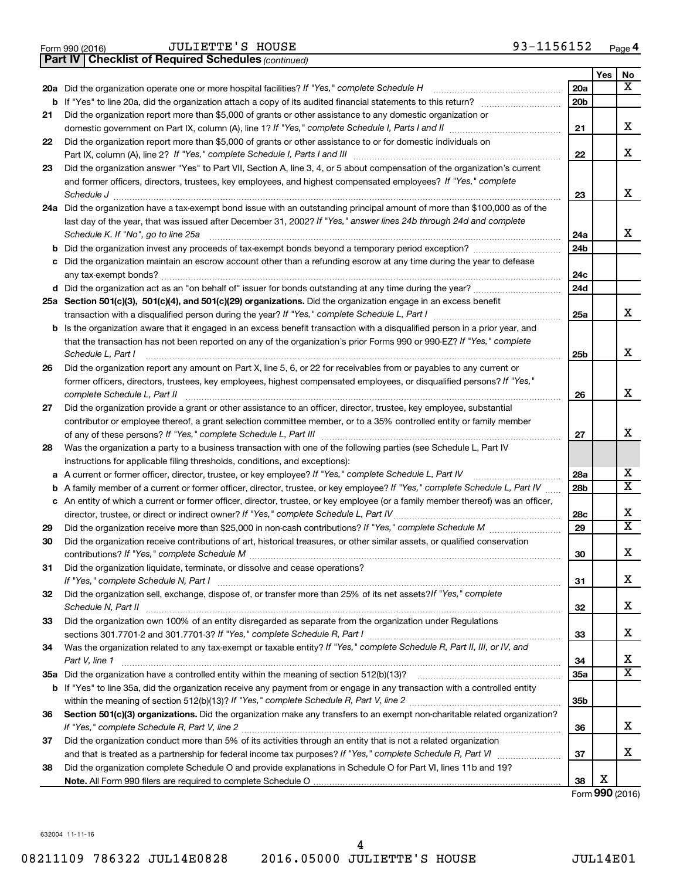Form 990 (2016) JULIETTE'S HOUSE 93-1156152 Page 4

**Part IV | Checklist of Required Schedules** *(continued)*

| | | | Yes | No |
|---|---|---|---|---|
| **20a** | Did the organization operate one or more hospital facilities? *If "Yes," complete Schedule H* | 20a | | X |
| **b** | If "Yes" to line 20a, did the organization attach a copy of its audited financial statements to this return? | 20b | | |
| **21** | Did the organization report more than $5,000 of grants or other assistance to any domestic organization or domestic government on Part IX, column (A), line 1? *If "Yes," complete Schedule I, Parts I and II* | 21 | | X |
| **22** | Did the organization report more than $5,000 of grants or other assistance to or for domestic individuals on Part IX, column (A), line 2? *If "Yes," complete Schedule I, Parts I and III* | 22 | | X |
| **23** | Did the organization answer "Yes" to Part VII, Section A, line 3, 4, or 5 about compensation of the organization's current and former officers, directors, trustees, key employees, and highest compensated employees? *If "Yes," complete Schedule J* | 23 | | X |
| **24a** | Did the organization have a tax-exempt bond issue with an outstanding principal amount of more than $100,000 as of the last day of the year, that was issued after December 31, 2002? *If "Yes," answer lines 24b through 24d and complete Schedule K. If "No", go to line 25a* | 24a | | X |
| **b** | Did the organization invest any proceeds of tax-exempt bonds beyond a temporary period exception? | 24b | | |
| **c** | Did the organization maintain an escrow account other than a refunding escrow at any time during the year to defease any tax-exempt bonds? | 24c | | |
| **d** | Did the organization act as an "on behalf of" issuer for bonds outstanding at any time during the year? | 24d | | |
| **25a** | **Section 501(c)(3), 501(c)(4), and 501(c)(29) organizations.** Did the organization engage in an excess benefit transaction with a disqualified person during the year? *If "Yes," complete Schedule L, Part I* | 25a | | X |
| **b** | Is the organization aware that it engaged in an excess benefit transaction with a disqualified person in a prior year, and that the transaction has not been reported on any of the organization's prior Forms 990 or 990-EZ? *If "Yes," complete Schedule L, Part I* | 25b | | X |
| **26** | Did the organization report any amount on Part X, line 5, 6, or 22 for receivables from or payables to any current or former officers, directors, trustees, key employees, highest compensated employees, or disqualified persons? *If "Yes," complete Schedule L, Part II* | 26 | | X |
| **27** | Did the organization provide a grant or other assistance to an officer, director, trustee, key employee, substantial contributor or employee thereof, a grant selection committee member, or to a 35% controlled entity or family member of any of these persons? *If "Yes," complete Schedule L, Part III* | 27 | | X |
| **28** | Was the organization a party to a business transaction with one of the following parties (see Schedule L, Part IV instructions for applicable filing thresholds, conditions, and exceptions): | | | |
| **a** | A current or former officer, director, trustee, or key employee? *If "Yes," complete Schedule L, Part IV* | 28a | | X |
| **b** | A family member of a current or former officer, director, trustee, or key employee? *If "Yes," complete Schedule L, Part IV* | 28b | | X |
| **c** | An entity of which a current or former officer, director, trustee, or key employee (or a family member thereof) was an officer, director, trustee, or direct or indirect owner? *If "Yes," complete Schedule L, Part IV* | 28c | | X |
| **29** | Did the organization receive more than $25,000 in non-cash contributions? *If "Yes," complete Schedule M* | 29 | | X |
| **30** | Did the organization receive contributions of art, historical treasures, or other similar assets, or qualified conservation contributions? *If "Yes," complete Schedule M* | 30 | | X |
| **31** | Did the organization liquidate, terminate, or dissolve and cease operations? *If "Yes," complete Schedule N, Part I* | 31 | | X |
| **32** | Did the organization sell, exchange, dispose of, or transfer more than 25% of its net assets? *If "Yes," complete Schedule N, Part II* | 32 | | X |
| **33** | Did the organization own 100% of an entity disregarded as separate from the organization under Regulations sections 301.7701-2 and 301.7701-3? *If "Yes," complete Schedule R, Part I* | 33 | | X |
| **34** | Was the organization related to any tax-exempt or taxable entity? *If "Yes," complete Schedule R, Part II, III, or IV, and Part V, line 1* | 34 | | X |
| **35a** | Did the organization have a controlled entity within the meaning of section 512(b)(13)? | 35a | | X |
| **b** | If "Yes" to line 35a, did the organization receive any payment from or engage in any transaction with a controlled entity within the meaning of section 512(b)(13)? *If "Yes," complete Schedule R, Part V, line 2* | 35b | | |
| **36** | **Section 501(c)(3) organizations.** Did the organization make any transfers to an exempt non-charitable related organization? *If "Yes," complete Schedule R, Part V, line 2* | 36 | | X |
| **37** | Did the organization conduct more than 5% of its activities through an entity that is not a related organization and that is treated as a partnership for federal income tax purposes? *If "Yes," complete Schedule R, Part VI* | 37 | | X |
| **38** | Did the organization complete Schedule O and provide explanations in Schedule O for Part VI, lines 11b and 19? **Note.** All Form 990 filers are required to complete Schedule O | 38 | X | |

Form **990** (2016)

632004 11-11-16

08211109 786322 JUL14E0828 2016.05000 JULIETTE'S HOUSE JUL14E01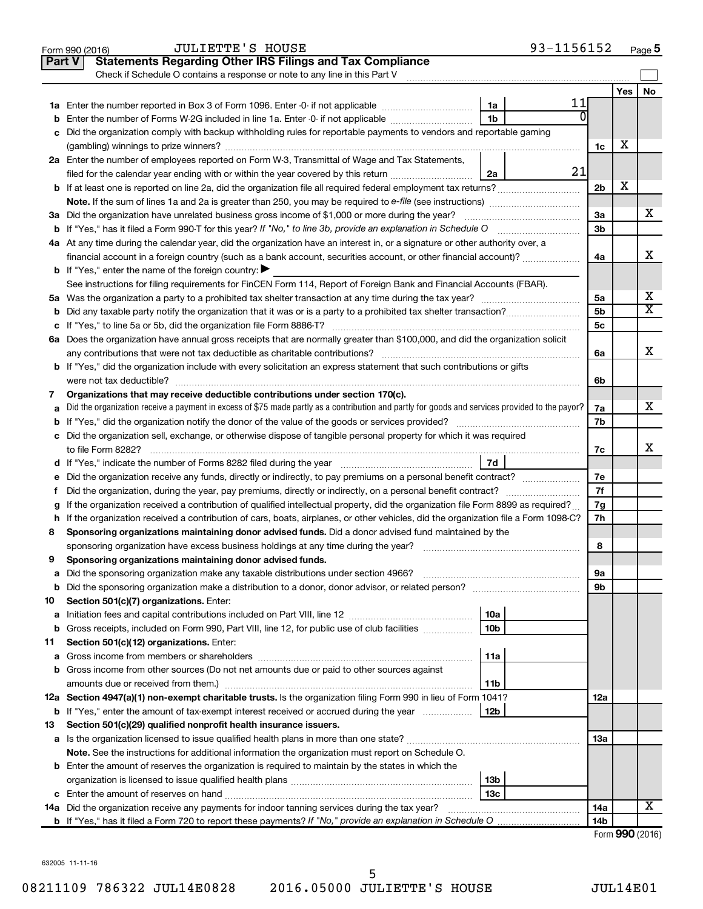Form 990 (2016) JULIETTE'S HOUSE 93-1156152

## Part V Statements Regarding Other IRS Filings and Tax Compliance

Check if Schedule O contains a response or note to any line in this Part V

| | | | | | Yes | No |
|---|---|---|---|---|---|---|
| **1a** | Enter the number reported in Box 3 of Form 1096. Enter -0- if not applicable | 1a | 11 | | | |
| **b** | Enter the number of Forms W-2G included in line 1a. Enter -0- if not applicable | 1b | 0 | | | |
| **c** | Did the organization comply with backup withholding rules for reportable payments to vendors and reportable gaming (gambling) winnings to prize winners? | | | 1c | X | |
| **2a** | Enter the number of employees reported on Form W-3, Transmittal of Wage and Tax Statements, filed for the calendar year ending with or within the year covered by this return | 2a | 21 | | | |
| **b** | If at least one is reported on line 2a, did the organization file all required federal employment tax returns? | | | 2b | X | |
| | **Note.** If the sum of lines 1a and 2a is greater than 250, you may be required to *e-file* (see instructions) | | | | | |
| **3a** | Did the organization have unrelated business gross income of $1,000 or more during the year? | | | 3a | | X |
| **b** | If "Yes," has it filed a Form 990-T for this year? *If "No," to line 3b, provide an explanation in Schedule O* | | | 3b | | |
| **4a** | At any time during the calendar year, did the organization have an interest in, or a signature or other authority over, a financial account in a foreign country (such as a bank account, securities account, or other financial account)? | | | 4a | | X |
| **b** | If "Yes," enter the name of the foreign country: ▶ | | | | | |
| | See instructions for filing requirements for FinCEN Form 114, Report of Foreign Bank and Financial Accounts (FBAR). | | | | | |
| **5a** | Was the organization a party to a prohibited tax shelter transaction at any time during the tax year? | | | 5a | | X |
| **b** | Did any taxable party notify the organization that it was or is a party to a prohibited tax shelter transaction? | | | 5b | | X |
| **c** | If "Yes," to line 5a or 5b, did the organization file Form 8886-T? | | | 5c | | |
| **6a** | Does the organization have annual gross receipts that are normally greater than $100,000, and did the organization solicit any contributions that were not tax deductible as charitable contributions? | | | 6a | | X |
| **b** | If "Yes," did the organization include with every solicitation an express statement that such contributions or gifts were not tax deductible? | | | 6b | | |
| **7** | **Organizations that may receive deductible contributions under section 170(c).** | | | | | |
| **a** | Did the organization receive a payment in excess of $75 made partly as a contribution and partly for goods and services provided to the payor? | | | 7a | | X |
| **b** | If "Yes," did the organization notify the donor of the value of the goods or services provided? | | | 7b | | |
| **c** | Did the organization sell, exchange, or otherwise dispose of tangible personal property for which it was required to file Form 8282? | | | 7c | | X |
| **d** | If "Yes," indicate the number of Forms 8282 filed during the year | 7d | | | | |
| **e** | Did the organization receive any funds, directly or indirectly, to pay premiums on a personal benefit contract? | | | 7e | | |
| **f** | Did the organization, during the year, pay premiums, directly or indirectly, on a personal benefit contract? | | | 7f | | |
| **g** | If the organization received a contribution of qualified intellectual property, did the organization file Form 8899 as required? | | | 7g | | |
| **h** | If the organization received a contribution of cars, boats, airplanes, or other vehicles, did the organization file a Form 1098-C? | | | 7h | | |
| **8** | **Sponsoring organizations maintaining donor advised funds.** Did a donor advised fund maintained by the sponsoring organization have excess business holdings at any time during the year? | | | 8 | | |
| **9** | **Sponsoring organizations maintaining donor advised funds.** | | | | | |
| **a** | Did the sponsoring organization make any taxable distributions under section 4966? | | | 9a | | |
| **b** | Did the sponsoring organization make a distribution to a donor, donor advisor, or related person? | | | 9b | | |
| **10** | **Section 501(c)(7) organizations.** Enter: | | | | | |
| **a** | Initiation fees and capital contributions included on Part VIII, line 12 | 10a | | | | |
| **b** | Gross receipts, included on Form 990, Part VIII, line 12, for public use of club facilities | 10b | | | | |
| **11** | **Section 501(c)(12) organizations.** Enter: | | | | | |
| **a** | Gross income from members or shareholders | 11a | | | | |
| **b** | Gross income from other sources (Do not net amounts due or paid to other sources against amounts due or received from them.) | 11b | | | | |
| **12a** | **Section 4947(a)(1) non-exempt charitable trusts.** Is the organization filing Form 990 in lieu of Form 1041? | | | 12a | | |
| **b** | If "Yes," enter the amount of tax-exempt interest received or accrued during the year | 12b | | | | |
| **13** | **Section 501(c)(29) qualified nonprofit health insurance issuers.** | | | | | |
| **a** | Is the organization licensed to issue qualified health plans in more than one state? | | | 13a | | |
| | **Note.** See the instructions for additional information the organization must report on Schedule O. | | | | | |
| **b** | Enter the amount of reserves the organization is required to maintain by the states in which the organization is licensed to issue qualified health plans | 13b | | | | |
| **c** | Enter the amount of reserves on hand | 13c | | | | |
| **14a** | Did the organization receive any payments for indoor tanning services during the tax year? | | | 14a | | X |
| **b** | If "Yes," has it filed a Form 720 to report these payments? *If "No," provide an explanation in Schedule O* | | | 14b | | |

Form **990** (2016)

632005 11-11-16

08211109 786322 JUL14E0828 2016.05000 JULIETTE'S HOUSE JUL14E01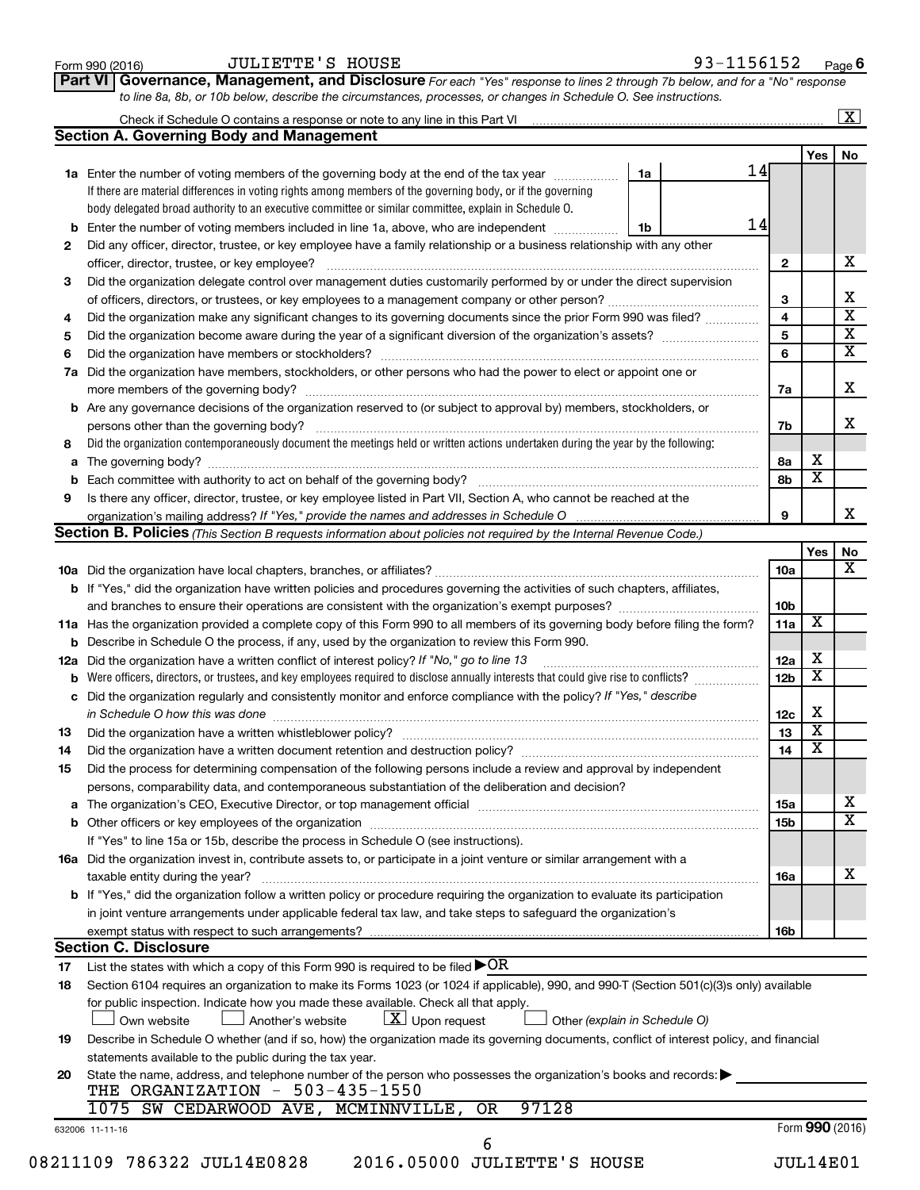Form 990 (2016) JULIETTE'S HOUSE 93-1156152 Page 6

**Part VI Governance, Management, and Disclosure** *For each "Yes" response to lines 2 through 7b below, and for a "No" response to line 8a, 8b, or 10b below, describe the circumstances, processes, or changes in Schedule O. See instructions.*

Check if Schedule O contains a response or note to any line in this Part VI [X]

## Section A. Governing Body and Management

| | | | Yes | No |
|---|---|---|---|---|
| 1a | Enter the number of voting members of the governing body at the end of the tax year — 1a: 14. If there are material differences in voting rights among members of the governing body, or if the governing body delegated broad authority to an executive committee or similar committee, explain in Schedule O. | | | |
| b | Enter the number of voting members included in line 1a, above, who are independent — 1b: 14 | | | |
| 2 | Did any officer, director, trustee, or key employee have a family relationship or a business relationship with any other officer, director, trustee, or key employee? | 2 | | X |
| 3 | Did the organization delegate control over management duties customarily performed by or under the direct supervision of officers, directors, or trustees, or key employees to a management company or other person? | 3 | | X |
| 4 | Did the organization make any significant changes to its governing documents since the prior Form 990 was filed? | 4 | | X |
| 5 | Did the organization become aware during the year of a significant diversion of the organization's assets? | 5 | | X |
| 6 | Did the organization have members or stockholders? | 6 | | X |
| 7a | Did the organization have members, stockholders, or other persons who had the power to elect or appoint one or more members of the governing body? | 7a | | X |
| b | Are any governance decisions of the organization reserved to (or subject to approval by) members, stockholders, or persons other than the governing body? | 7b | | X |
| 8 | Did the organization contemporaneously document the meetings held or written actions undertaken during the year by the following: | | | |
| a | The governing body? | 8a | X | |
| b | Each committee with authority to act on behalf of the governing body? | 8b | X | |
| 9 | Is there any officer, director, trustee, or key employee listed in Part VII, Section A, who cannot be reached at the organization's mailing address? *If "Yes," provide the names and addresses in Schedule O* | 9 | | X |

## Section B. Policies *(This Section B requests information about policies not required by the Internal Revenue Code.)*

| | | | Yes | No |
|---|---|---|---|---|
| 10a | Did the organization have local chapters, branches, or affiliates? | 10a | | X |
| b | If "Yes," did the organization have written policies and procedures governing the activities of such chapters, affiliates, and branches to ensure their operations are consistent with the organization's exempt purposes? | 10b | | |
| 11a | Has the organization provided a complete copy of this Form 990 to all members of its governing body before filing the form? | 11a | X | |
| b | Describe in Schedule O the process, if any, used by the organization to review this Form 990. | | | |
| 12a | Did the organization have a written conflict of interest policy? *If "No," go to line 13* | 12a | X | |
| b | Were officers, directors, or trustees, and key employees required to disclose annually interests that could give rise to conflicts? | 12b | X | |
| c | Did the organization regularly and consistently monitor and enforce compliance with the policy? *If "Yes," describe in Schedule O how this was done* | 12c | X | |
| 13 | Did the organization have a written whistleblower policy? | 13 | X | |
| 14 | Did the organization have a written document retention and destruction policy? | 14 | X | |
| 15 | Did the process for determining compensation of the following persons include a review and approval by independent persons, comparability data, and contemporaneous substantiation of the deliberation and decision? | | | |
| a | The organization's CEO, Executive Director, or top management official | 15a | | X |
| b | Other officers or key employees of the organization | 15b | | X |
| | If "Yes" to line 15a or 15b, describe the process in Schedule O (see instructions). | | | |
| 16a | Did the organization invest in, contribute assets to, or participate in a joint venture or similar arrangement with a taxable entity during the year? | 16a | | X |
| b | If "Yes," did the organization follow a written policy or procedure requiring the organization to evaluate its participation in joint venture arrangements under applicable federal tax law, and take steps to safeguard the organization's exempt status with respect to such arrangements? | 16b | | |

## Section C. Disclosure

17 List the states with which a copy of this Form 990 is required to be filed ▶ OR

18 Section 6104 requires an organization to make its Forms 1023 (or 1024 if applicable), 990, and 990-T (Section 501(c)(3)s only) available for public inspection. Indicate how you made these available. Check all that apply.

[ ] Own website [ ] Another's website [X] Upon request [ ] Other *(explain in Schedule O)*

19 Describe in Schedule O whether (and if so, how) the organization made its governing documents, conflict of interest policy, and financial statements available to the public during the tax year.

20 State the name, address, and telephone number of the person who possesses the organization's books and records: ▶

THE ORGANIZATION - 503-435-1550
1075 SW CEDARWOOD AVE, MCMINNVILLE, OR 97128

632006 11-11-16 Form **990** (2016)

08211109 786322 JUL14E0828 2016.05000 JULIETTE'S HOUSE JUL14E01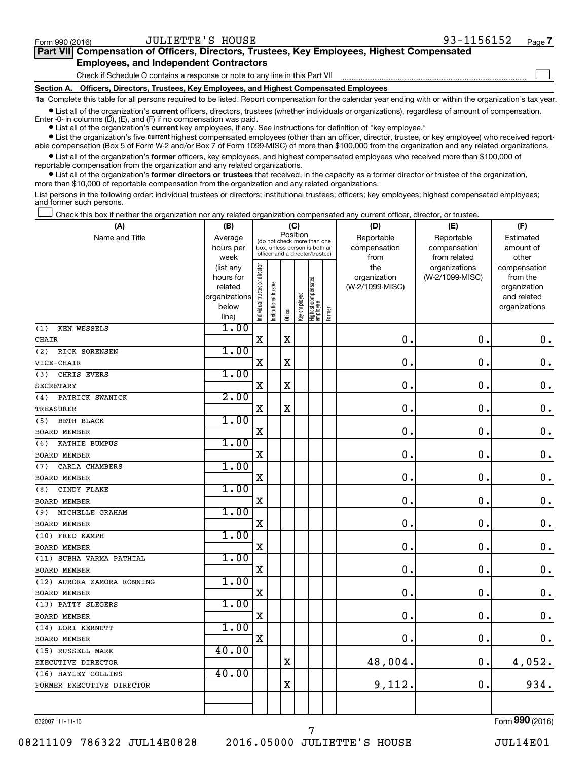Form 990 (2016) JULIETTE'S HOUSE 93-1156152 Page 7

## Part VII Compensation of Officers, Directors, Trustees, Key Employees, Highest Compensated Employees, and Independent Contractors

Check if Schedule O contains a response or note to any line in this Part VII

### Section A. Officers, Directors, Trustees, Key Employees, and Highest Compensated Employees

**1a** Complete this table for all persons required to be listed. Report compensation for the calendar year ending with or within the organization's tax year.

- List all of the organization's **current** officers, directors, trustees (whether individuals or organizations), regardless of amount of compensation. Enter -0- in columns (D), (E), and (F) if no compensation was paid.
- List all of the organization's **current** key employees, if any. See instructions for definition of "key employee."
- List the organization's five **current** highest compensated employees (other than an officer, director, trustee, or key employee) who received reportable compensation (Box 5 of Form W-2 and/or Box 7 of Form 1099-MISC) of more than $100,000 from the organization and any related organizations.
- List all of the organization's **former** officers, key employees, and highest compensated employees who received more than $100,000 of reportable compensation from the organization and any related organizations.
- List all of the organization's **former directors or trustees** that received, in the capacity as a former director or trustee of the organization, more than $10,000 of reportable compensation from the organization and any related organizations.

List persons in the following order: individual trustees or directors; institutional trustees; officers; key employees; highest compensated employees; and former such persons.

☐ Check this box if neither the organization nor any related organization compensated any current officer, director, or trustee.

| (A) Name and Title | (B) Average hours per week (list any hours for related organizations below line) | (C) Position: Individual trustee or director | Institutional trustee | Officer | Key employee | Highest compensated employee | Former | (D) Reportable compensation from the organization (W-2/1099-MISC) | (E) Reportable compensation from related organizations (W-2/1099-MISC) | (F) Estimated amount of other compensation from the organization and related organizations |
|---|---|---|---|---|---|---|---|---|---|---|
| (1) KEN WESSELS<br>CHAIR | 1.00 | X | | X | | | | 0. | 0. | 0. |
| (2) RICK SORENSEN<br>VICE-CHAIR | 1.00 | X | | X | | | | 0. | 0. | 0. |
| (3) CHRIS EVERS<br>SECRETARY | 1.00 | X | | X | | | | 0. | 0. | 0. |
| (4) PATRICK SWANICK<br>TREASURER | 2.00 | X | | X | | | | 0. | 0. | 0. |
| (5) BETH BLACK<br>BOARD MEMBER | 1.00 | X | | | | | | 0. | 0. | 0. |
| (6) KATHIE BUMPUS<br>BOARD MEMBER | 1.00 | X | | | | | | 0. | 0. | 0. |
| (7) CARLA CHAMBERS<br>BOARD MEMBER | 1.00 | X | | | | | | 0. | 0. | 0. |
| (8) CINDY FLAKE<br>BOARD MEMBER | 1.00 | X | | | | | | 0. | 0. | 0. |
| (9) MICHELLE GRAHAM<br>BOARD MEMBER | 1.00 | X | | | | | | 0. | 0. | 0. |
| (10) FRED KAMPH<br>BOARD MEMBER | 1.00 | X | | | | | | 0. | 0. | 0. |
| (11) SUBHA VARMA PATHIAL<br>BOARD MEMBER | 1.00 | X | | | | | | 0. | 0. | 0. |
| (12) AURORA ZAMORA RONNING<br>BOARD MEMBER | 1.00 | X | | | | | | 0. | 0. | 0. |
| (13) PATTY SLEGERS<br>BOARD MEMBER | 1.00 | X | | | | | | 0. | 0. | 0. |
| (14) LORI KERNUTT<br>BOARD MEMBER | 1.00 | X | | | | | | 0. | 0. | 0. |
| (15) RUSSELL MARK<br>EXECUTIVE DIRECTOR | 40.00 | | | X | | | | 48,004. | 0. | 4,052. |
| (16) HAYLEY COLLINS<br>FORMER EXECUTIVE DIRECTOR | 40.00 | | | X | | | | 9,112. | 0. | 934. |

632007 11-11-16

Form **990** (2016)

08211109 786322 JUL14E0828 2016.05000 JULIETTE'S HOUSE JUL14E01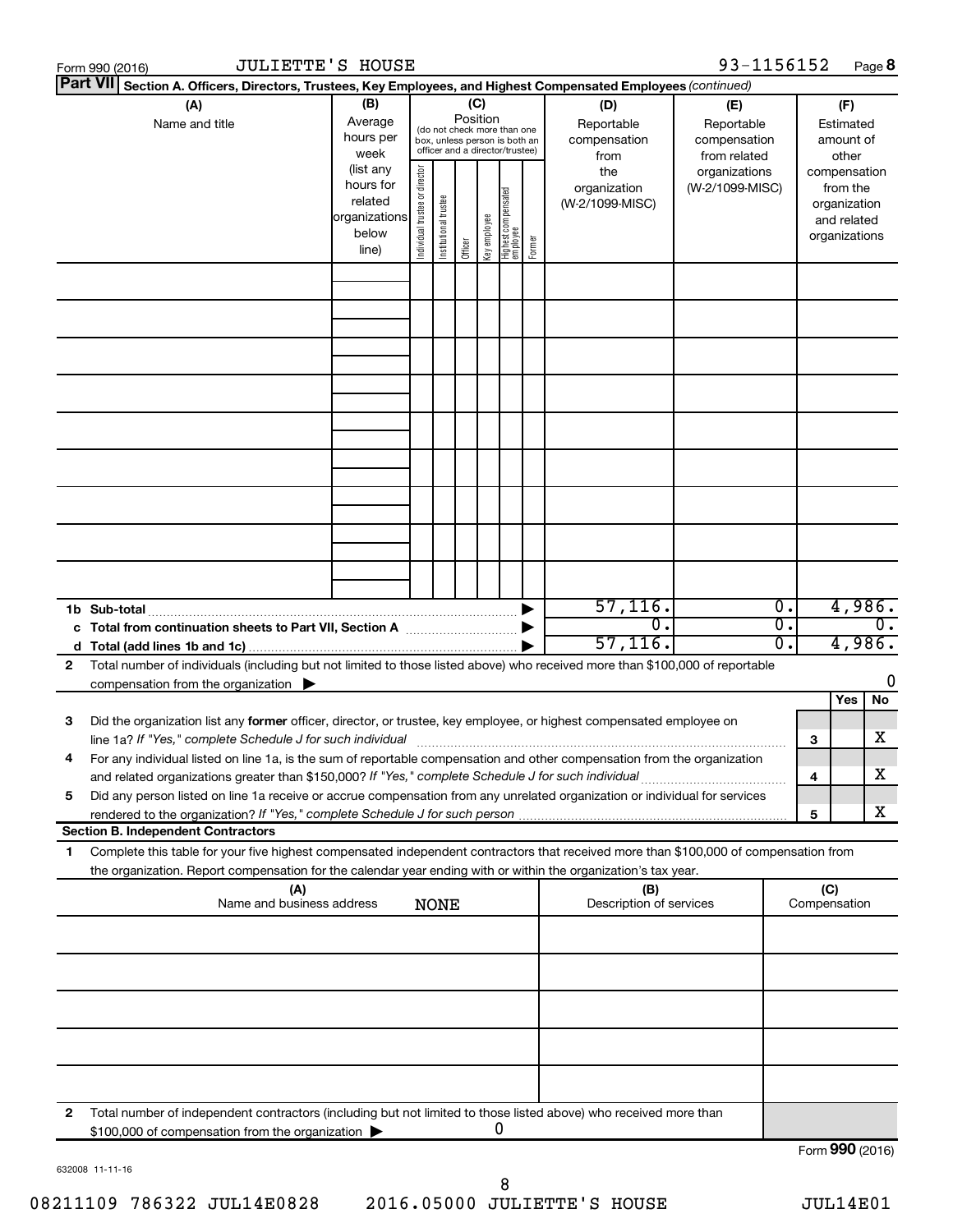Form 990 (2016) JULIETTE'S HOUSE 93-1156152 Page 8

**Part VII Section A. Officers, Directors, Trustees, Key Employees, and Highest Compensated Employees** *(continued)*

| (A) Name and title | (B) Average hours per week (list any hours for related organizations below line) | (C) Position (do not check more than one box, unless person is both an officer and a director/trustee) Individual trustee or director | Institutional trustee | Officer | Key employee | Highest compensated employee | Former | (D) Reportable compensation from the organization (W-2/1099-MISC) | (E) Reportable compensation from related organizations (W-2/1099-MISC) | (F) Estimated amount of other compensation from the organization and related organizations |
|---|---|---|---|---|---|---|---|---|---|---|
| | | | | | | | | | | |
| | | | | | | | | | | |
| | | | | | | | | | | |
| | | | | | | | | | | |
| | | | | | | | | | | |
| | | | | | | | | | | |
| | | | | | | | | | | |
| | | | | | | | | | | |
| | | | | | | | | | | |
| **1b Sub-total** | | | | | | | | 57,116. | 0. | 4,986. |
| **c Total from continuation sheets to Part VII, Section A** | | | | | | | | 0. | 0. | 0. |
| **d Total (add lines 1b and 1c)** | | | | | | | | 57,116. | 0. | 4,986. |

**2** Total number of individuals (including but not limited to those listed above) who received more than $100,000 of reportable compensation from the organization ▶ 0

| | | Yes | No |
|---|---|---|---|
| **3** Did the organization list any **former** officer, director, or trustee, key employee, or highest compensated employee on line 1a? *If "Yes," complete Schedule J for such individual* | 3 | | X |
| **4** For any individual listed on line 1a, is the sum of reportable compensation and other compensation from the organization and related organizations greater than $150,000? *If "Yes," complete Schedule J for such individual* | 4 | | X |
| **5** Did any person listed on line 1a receive or accrue compensation from any unrelated organization or individual for services rendered to the organization? *If "Yes," complete Schedule J for such person* | 5 | | X |

**Section B. Independent Contractors**

**1** Complete this table for your five highest compensated independent contractors that received more than $100,000 of compensation from the organization. Report compensation for the calendar year ending with or within the organization's tax year.

| (A) Name and business address NONE | (B) Description of services | (C) Compensation |
|---|---|---|
| | | |
| | | |
| | | |
| | | |
| | | |

**2** Total number of independent contractors (including but not limited to those listed above) who received more than $100,000 of compensation from the organization ▶ 0

Form **990** (2016)

632008 11-11-16

08211109 786322 JUL14E0828 2016.05000 JULIETTE'S HOUSE JUL14E01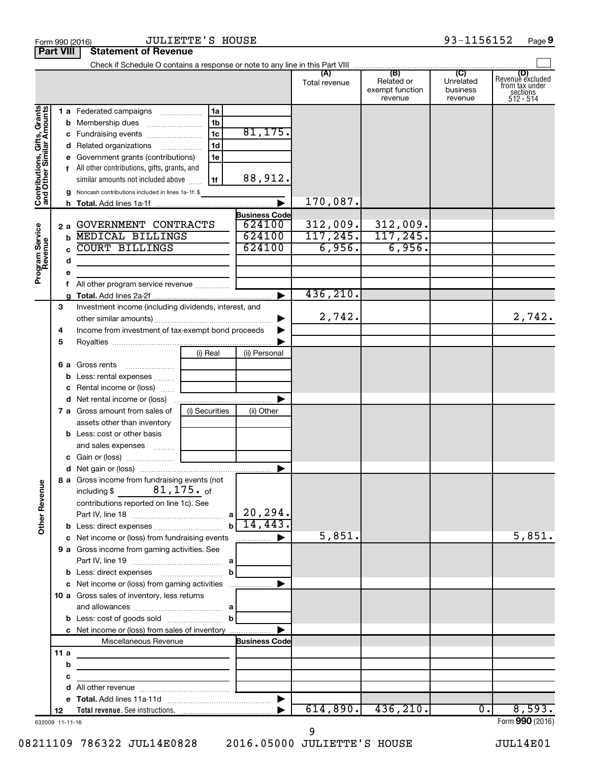Form 990 (2016) JULIETTE'S HOUSE 93-1156152 Page 9

**Part VIII Statement of Revenue**

Check if Schedule O contains a response or note to any line in this Part VIII

| | | | | (A) Total revenue | (B) Related or exempt function revenue | (C) Unrelated business revenue | (D) Revenue excluded from tax under sections 512 - 514 |
|---|---|---|---|---|---|---|---|
| **Contributions, Gifts, Grants and Other Similar Amounts** | 1 a Federated campaigns | 1a | | | | | |
| | b Membership dues | 1b | | | | | |
| | c Fundraising events | 1c | 81,175. | | | | |
| | d Related organizations | 1d | | | | | |
| | e Government grants (contributions) | 1e | | | | | |
| | f All other contributions, gifts, grants, and similar amounts not included above | 1f | 88,912. | | | | |
| | g Noncash contributions included in lines 1a-1f: $ | | | | | | |
| | h **Total.** Add lines 1a-1f | | ▶ | 170,087. | | | |
| **Program Service Revenue** | | | **Business Code** | | | | |
| | 2 a GOVERNMENT CONTRACTS | | 624100 | 312,009. | 312,009. | | |
| | b MEDICAL BILLINGS | | 624100 | 117,245. | 117,245. | | |
| | c COURT BILLINGS | | 624100 | 6,956. | 6,956. | | |
| | d | | | | | | |
| | e | | | | | | |
| | f All other program service revenue | | | | | | |
| | g **Total.** Add lines 2a-2f | | ▶ | 436,210. | | | |
| **Other Revenue** | 3 Investment income (including dividends, interest, and other similar amounts) | | ▶ | 2,742. | | | 2,742. |
| | 4 Income from investment of tax-exempt bond proceeds | | ▶ | | | | |
| | 5 Royalties | | ▶ | | | | |
| | | (i) Real | (ii) Personal | | | | |
| | 6 a Gross rents | | | | | | |
| | b Less: rental expenses | | | | | | |
| | c Rental income or (loss) | | | | | | |
| | d Net rental income or (loss) | | ▶ | | | | |
| | 7 a Gross amount from sales of assets other than inventory | (i) Securities | (ii) Other | | | | |
| | b Less: cost or other basis and sales expenses | | | | | | |
| | c Gain or (loss) | | | | | | |
| | d Net gain or (loss) | | ▶ | | | | |
| | 8 a Gross income from fundraising events (not including $ 81,175. of contributions reported on line 1c). See Part IV, line 18 | a | 20,294. | | | | |
| | b Less: direct expenses | b | 14,443. | | | | |
| | c Net income or (loss) from fundraising events | | ▶ | 5,851. | | | 5,851. |
| | 9 a Gross income from gaming activities. See Part IV, line 19 | a | | | | | |
| | b Less: direct expenses | b | | | | | |
| | c Net income or (loss) from gaming activities | | ▶ | | | | |
| | 10 a Gross sales of inventory, less returns and allowances | a | | | | | |
| | b Less: cost of goods sold | b | | | | | |
| | c Net income or (loss) from sales of inventory | | ▶ | | | | |
| | Miscellaneous Revenue | | **Business Code** | | | | |
| | 11 a | | | | | | |
| | b | | | | | | |
| | c | | | | | | |
| | d All other revenue | | | | | | |
| | e **Total.** Add lines 11a-11d | | ▶ | | | | |
| | 12 **Total revenue.** See instructions. | | ▶ | 614,890. | 436,210. | 0. | 8,593. |

632009 11-11-16 Form **990** (2016)

08211109 786322 JUL14E0828 2016.05000 JULIETTE'S HOUSE JUL14E01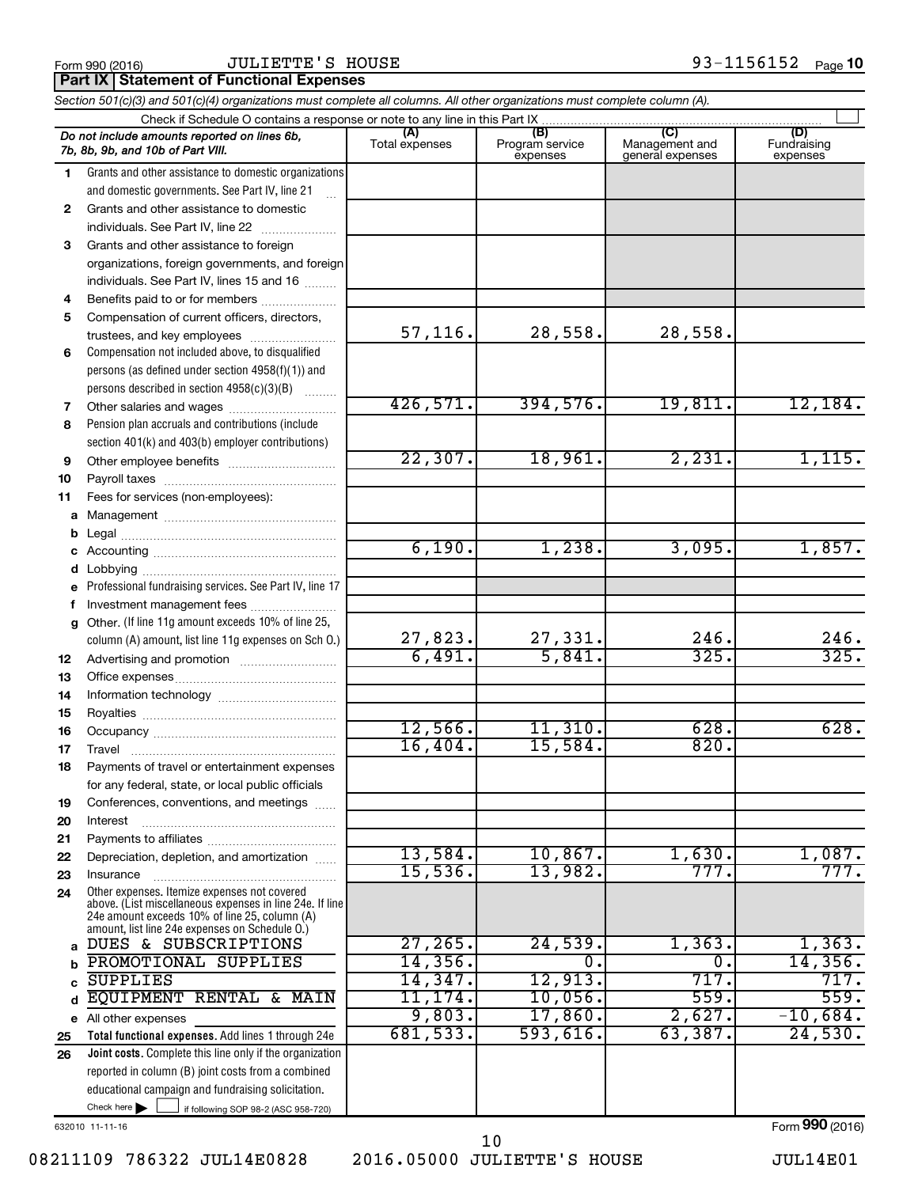Form 990 (2016) JULIETTE'S HOUSE 93-1156152

## Part IX Statement of Functional Expenses

*Section 501(c)(3) and 501(c)(4) organizations must complete all columns. All other organizations must complete column (A).*

Check if Schedule O contains a response or note to any line in this Part IX

| *Do not include amounts reported on lines 6b, 7b, 8b, 9b, and 10b of Part VIII.* | (A) Total expenses | (B) Program service expenses | (C) Management and general expenses | (D) Fundraising expenses |
|---|---|---|---|---|
| **1** Grants and other assistance to domestic organizations and domestic governments. See Part IV, line 21 | | | | |
| **2** Grants and other assistance to domestic individuals. See Part IV, line 22 | | | | |
| **3** Grants and other assistance to foreign organizations, foreign governments, and foreign individuals. See Part IV, lines 15 and 16 | | | | |
| **4** Benefits paid to or for members | | | | |
| **5** Compensation of current officers, directors, trustees, and key employees | 57,116. | 28,558. | 28,558. | |
| **6** Compensation not included above, to disqualified persons (as defined under section 4958(f)(1)) and persons described in section 4958(c)(3)(B) | | | | |
| **7** Other salaries and wages | 426,571. | 394,576. | 19,811. | 12,184. |
| **8** Pension plan accruals and contributions (include section 401(k) and 403(b) employer contributions) | | | | |
| **9** Other employee benefits | 22,307. | 18,961. | 2,231. | 1,115. |
| **10** Payroll taxes | | | | |
| **11** Fees for services (non-employees): | | | | |
| **a** Management | | | | |
| **b** Legal | | | | |
| **c** Accounting | 6,190. | 1,238. | 3,095. | 1,857. |
| **d** Lobbying | | | | |
| **e** Professional fundraising services. See Part IV, line 17 | | | | |
| **f** Investment management fees | | | | |
| **g** Other. (If line 11g amount exceeds 10% of line 25, column (A) amount, list line 11g expenses on Sch O.) | 27,823. | 27,331. | 246. | 246. |
| **12** Advertising and promotion | 6,491. | 5,841. | 325. | 325. |
| **13** Office expenses | | | | |
| **14** Information technology | | | | |
| **15** Royalties | | | | |
| **16** Occupancy | 12,566. | 11,310. | 628. | 628. |
| **17** Travel | 16,404. | 15,584. | 820. | |
| **18** Payments of travel or entertainment expenses for any federal, state, or local public officials | | | | |
| **19** Conferences, conventions, and meetings | | | | |
| **20** Interest | | | | |
| **21** Payments to affiliates | | | | |
| **22** Depreciation, depletion, and amortization | 13,584. | 10,867. | 1,630. | 1,087. |
| **23** Insurance | 15,536. | 13,982. | 777. | 777. |
| **24** Other expenses. Itemize expenses not covered above. (List miscellaneous expenses in line 24e. If line 24e amount exceeds 10% of line 25, column (A) amount, list line 24e expenses on Schedule O.) | | | | |
| **a** DUES & SUBSCRIPTIONS | 27,265. | 24,539. | 1,363. | 1,363. |
| **b** PROMOTIONAL SUPPLIES | 14,356. | 0. | 0. | 14,356. |
| **c** SUPPLIES | 14,347. | 12,913. | 717. | 717. |
| **d** EQUIPMENT RENTAL & MAIN | 11,174. | 10,056. | 559. | 559. |
| **e** All other expenses | 9,803. | 17,860. | 2,627. | -10,684. |
| **25** **Total functional expenses.** Add lines 1 through 24e | 681,533. | 593,616. | 63,387. | 24,530. |
| **26** **Joint costs.** Complete this line only if the organization reported in column (B) joint costs from a combined educational campaign and fundraising solicitation. Check here ☐ if following SOP 98-2 (ASC 958-720) | | | | |

632010 11-11-16

Form **990** (2016)

08211109 786322 JUL14E0828 2016.05000 JULIETTE'S HOUSE JUL14E01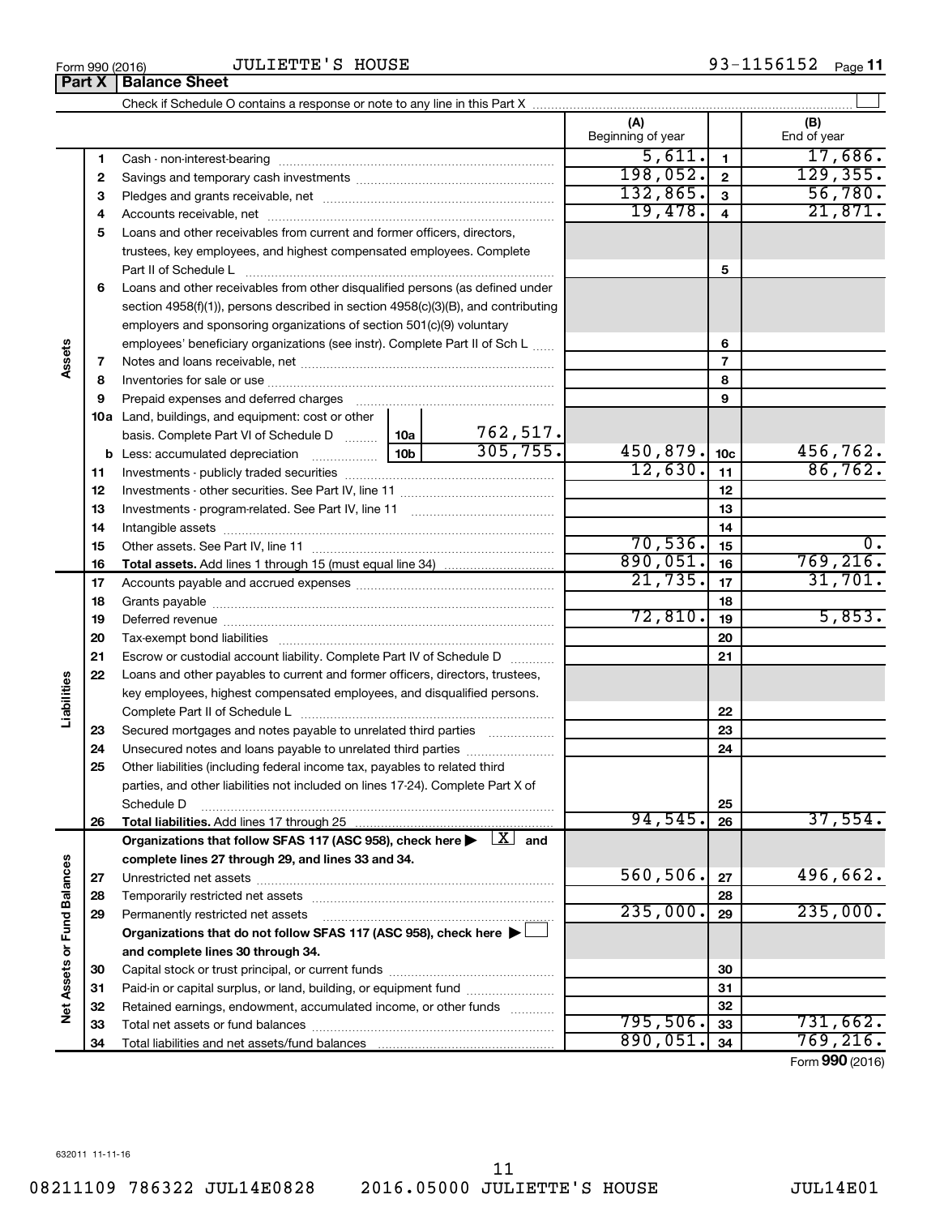Form 990 (2016) JULIETTE'S HOUSE 93-1156152

## Part X Balance Sheet

Check if Schedule O contains a response or note to any line in this Part X ☐

| | | | (A) Beginning of year | | (B) End of year |
|---|---|---|---|---|---|
| **Assets** | 1 | Cash - non-interest-bearing | 5,611. | 1 | 17,686. |
| | 2 | Savings and temporary cash investments | 198,052. | 2 | 129,355. |
| | 3 | Pledges and grants receivable, net | 132,865. | 3 | 56,780. |
| | 4 | Accounts receivable, net | 19,478. | 4 | 21,871. |
| | 5 | Loans and other receivables from current and former officers, directors, trustees, key employees, and highest compensated employees. Complete Part II of Schedule L | | 5 | |
| | 6 | Loans and other receivables from other disqualified persons (as defined under section 4958(f)(1)), persons described in section 4958(c)(3)(B), and contributing employers and sponsoring organizations of section 501(c)(9) voluntary employees' beneficiary organizations (see instr). Complete Part II of Sch L | | 6 | |
| | 7 | Notes and loans receivable, net | | 7 | |
| | 8 | Inventories for sale or use | | 8 | |
| | 9 | Prepaid expenses and deferred charges | | 9 | |
| | 10a | Land, buildings, and equipment: cost or other basis. Complete Part VI of Schedule D — 10a: 762,517. | | | |
| | b | Less: accumulated depreciation — 10b: 305,755. | 450,879. | 10c | 456,762. |
| | 11 | Investments - publicly traded securities | 12,630. | 11 | 86,762. |
| | 12 | Investments - other securities. See Part IV, line 11 | | 12 | |
| | 13 | Investments - program-related. See Part IV, line 11 | | 13 | |
| | 14 | Intangible assets | | 14 | |
| | 15 | Other assets. See Part IV, line 11 | 70,536. | 15 | 0. |
| | 16 | **Total assets.** Add lines 1 through 15 (must equal line 34) | 890,051. | 16 | 769,216. |
| **Liabilities** | 17 | Accounts payable and accrued expenses | 21,735. | 17 | 31,701. |
| | 18 | Grants payable | | 18 | |
| | 19 | Deferred revenue | 72,810. | 19 | 5,853. |
| | 20 | Tax-exempt bond liabilities | | 20 | |
| | 21 | Escrow or custodial account liability. Complete Part IV of Schedule D | | 21 | |
| | 22 | Loans and other payables to current and former officers, directors, trustees, key employees, highest compensated employees, and disqualified persons. Complete Part II of Schedule L | | 22 | |
| | 23 | Secured mortgages and notes payable to unrelated third parties | | 23 | |
| | 24 | Unsecured notes and loans payable to unrelated third parties | | 24 | |
| | 25 | Other liabilities (including federal income tax, payables to related third parties, and other liabilities not included on lines 17-24). Complete Part X of Schedule D | | 25 | |
| | 26 | **Total liabilities.** Add lines 17 through 25 | 94,545. | 26 | 37,554. |
| **Net Assets or Fund Balances** | | **Organizations that follow SFAS 117 (ASC 958), check here ▶ ☒ and complete lines 27 through 29, and lines 33 and 34.** | | | |
| | 27 | Unrestricted net assets | 560,506. | 27 | 496,662. |
| | 28 | Temporarily restricted net assets | | 28 | |
| | 29 | Permanently restricted net assets | 235,000. | 29 | 235,000. |
| | | **Organizations that do not follow SFAS 117 (ASC 958), check here ▶ ☐ and complete lines 30 through 34.** | | | |
| | 30 | Capital stock or trust principal, or current funds | | 30 | |
| | 31 | Paid-in or capital surplus, or land, building, or equipment fund | | 31 | |
| | 32 | Retained earnings, endowment, accumulated income, or other funds | | 32 | |
| | 33 | Total net assets or fund balances | 795,506. | 33 | 731,662. |
| | 34 | Total liabilities and net assets/fund balances | 890,051. | 34 | 769,216. |

Form **990** (2016)

632011 11-11-16

08211109 786322 JUL14E0828 2016.05000 JULIETTE'S HOUSE JUL14E01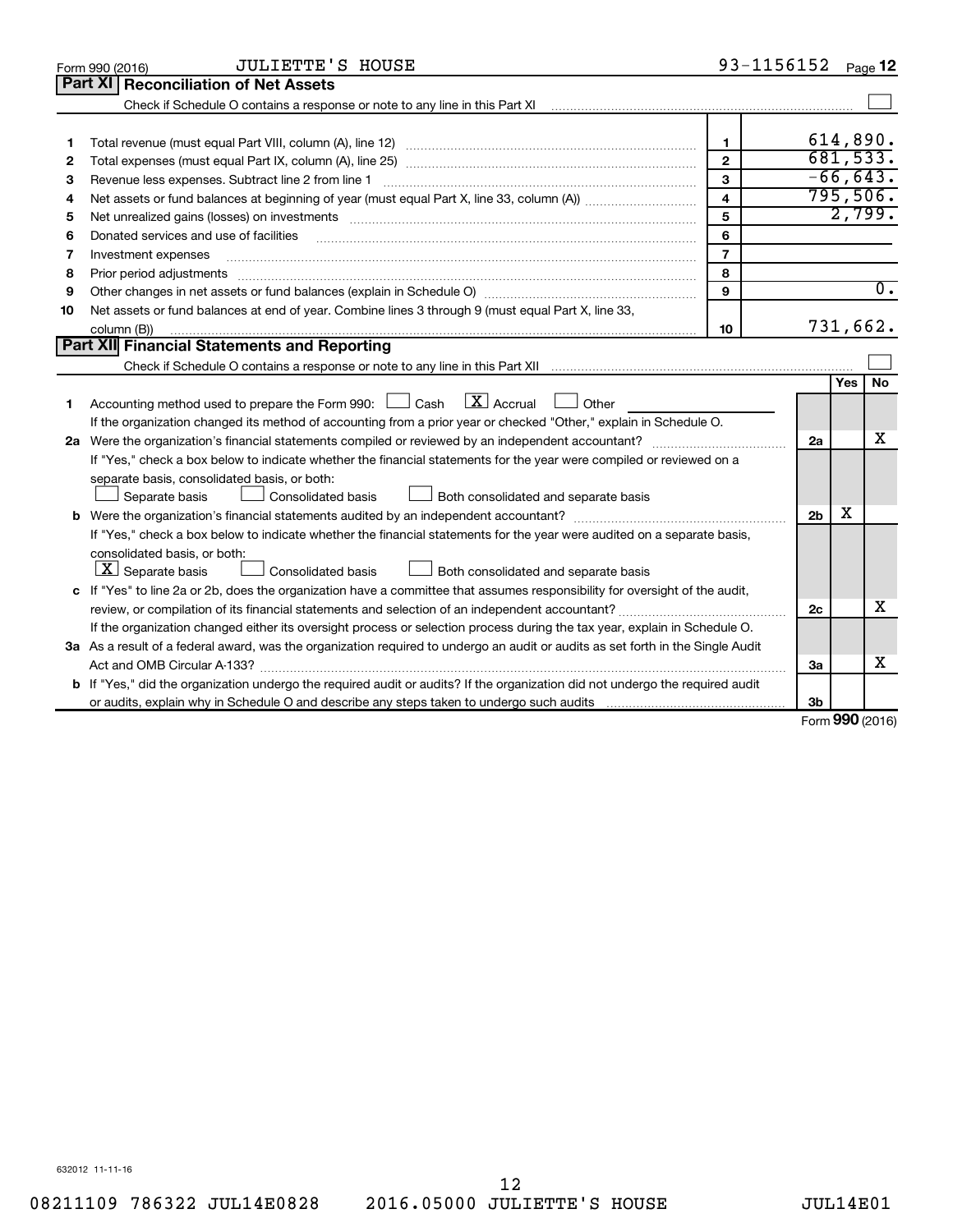Form 990 (2016) JULIETTE'S HOUSE 93-1156152 Page 12

## Part XI Reconciliation of Net Assets

Check if Schedule O contains a response or note to any line in this Part XI ☐

| | | | |
|---|---|---|---|
| 1 | Total revenue (must equal Part VIII, column (A), line 12) | 1 | 614,890. |
| 2 | Total expenses (must equal Part IX, column (A), line 25) | 2 | 681,533. |
| 3 | Revenue less expenses. Subtract line 2 from line 1 | 3 | -66,643. |
| 4 | Net assets or fund balances at beginning of year (must equal Part X, line 33, column (A)) | 4 | 795,506. |
| 5 | Net unrealized gains (losses) on investments | 5 | 2,799. |
| 6 | Donated services and use of facilities | 6 | |
| 7 | Investment expenses | 7 | |
| 8 | Prior period adjustments | 8 | |
| 9 | Other changes in net assets or fund balances (explain in Schedule O) | 9 | 0. |
| 10 | Net assets or fund balances at end of year. Combine lines 3 through 9 (must equal Part X, line 33, column (B)) | 10 | 731,662. |

## Part XII Financial Statements and Reporting

Check if Schedule O contains a response or note to any line in this Part XII ☐

| | | | Yes | No |
|---|---|---|---|---|
| 1 | Accounting method used to prepare the Form 990: ☐ Cash ☒ Accrual ☐ Other<br>If the organization changed its method of accounting from a prior year or checked "Other," explain in Schedule O. | | | |
| 2a | Were the organization's financial statements compiled or reviewed by an independent accountant?<br>If "Yes," check a box below to indicate whether the financial statements for the year were compiled or reviewed on a separate basis, consolidated basis, or both:<br>☐ Separate basis ☐ Consolidated basis ☐ Both consolidated and separate basis | 2a | | X |
| b | Were the organization's financial statements audited by an independent accountant?<br>If "Yes," check a box below to indicate whether the financial statements for the year were audited on a separate basis, consolidated basis, or both:<br>☒ Separate basis ☐ Consolidated basis ☐ Both consolidated and separate basis | 2b | X | |
| c | If "Yes" to line 2a or 2b, does the organization have a committee that assumes responsibility for oversight of the audit, review, or compilation of its financial statements and selection of an independent accountant?<br>If the organization changed either its oversight process or selection process during the tax year, explain in Schedule O. | 2c | | X |
| 3a | As a result of a federal award, was the organization required to undergo an audit or audits as set forth in the Single Audit Act and OMB Circular A-133? | 3a | | X |
| b | If "Yes," did the organization undergo the required audit or audits? If the organization did not undergo the required audit or audits, explain why in Schedule O and describe any steps taken to undergo such audits | 3b | | |

Form **990** (2016)

632012 11-11-16

08211109 786322 JUL14E0828 2016.05000 JULIETTE'S HOUSE JUL14E01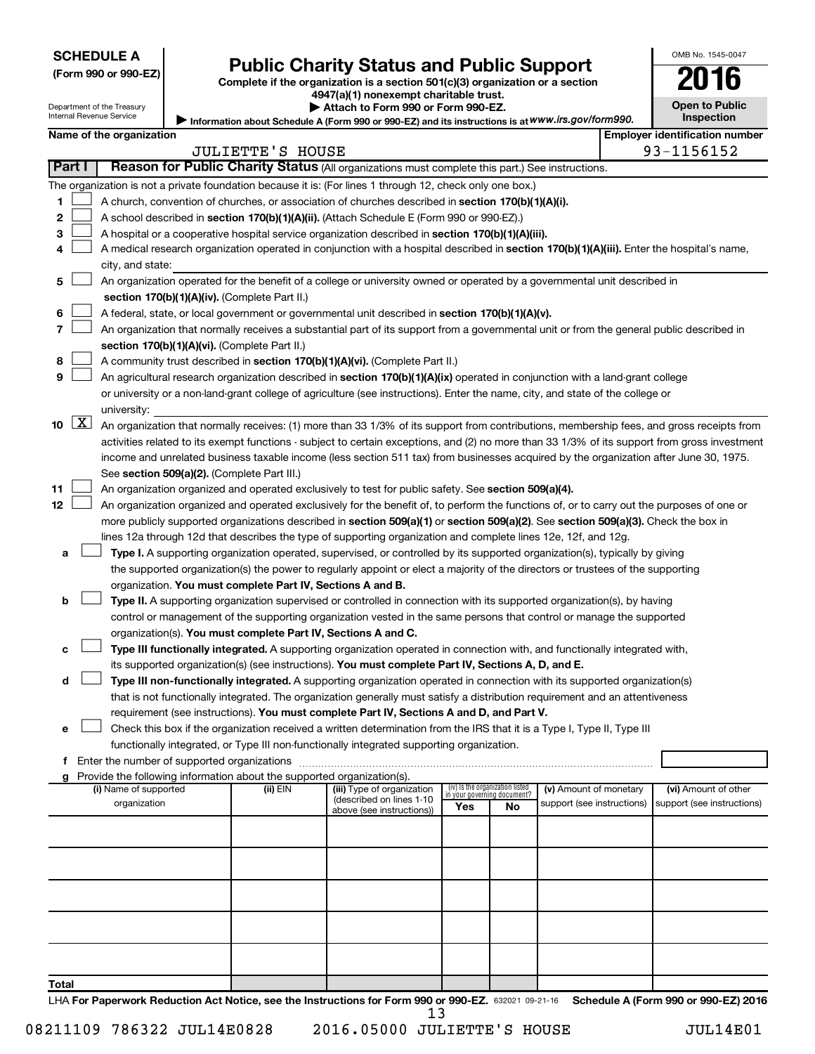**SCHEDULE A**
**(Form 990 or 990-EZ)**

Department of the Treasury
Internal Revenue Service

# Public Charity Status and Public Support

**Complete if the organization is a section 501(c)(3) organization or a section 4947(a)(1) nonexempt charitable trust.**
**▶ Attach to Form 990 or Form 990-EZ.**
▶ Information about Schedule A (Form 990 or 990-EZ) and its instructions is at *www.irs.gov/form990.*

OMB No. 1545-0047
**2016**
**Open to Public Inspection**

**Name of the organization:** JULIETTE'S HOUSE
**Employer identification number:** 93-1156152

## Part I — Reason for Public Charity Status (All organizations must complete this part.) See instructions.

The organization is not a private foundation because it is: (For lines 1 through 12, check only one box.)

1. ☐ A church, convention of churches, or association of churches described in **section 170(b)(1)(A)(i).**
2. ☐ A school described in **section 170(b)(1)(A)(ii).** (Attach Schedule E (Form 990 or 990-EZ).)
3. ☐ A hospital or a cooperative hospital service organization described in **section 170(b)(1)(A)(iii).**
4. ☐ A medical research organization operated in conjunction with a hospital described in **section 170(b)(1)(A)(iii).** Enter the hospital's name, city, and state:
5. ☐ An organization operated for the benefit of a college or university owned or operated by a governmental unit described in **section 170(b)(1)(A)(iv).** (Complete Part II.)
6. ☐ A federal, state, or local government or governmental unit described in **section 170(b)(1)(A)(v).**
7. ☐ An organization that normally receives a substantial part of its support from a governmental unit or from the general public described in **section 170(b)(1)(A)(vi).** (Complete Part II.)
8. ☐ A community trust described in **section 170(b)(1)(A)(vi).** (Complete Part II.)
9. ☐ An agricultural research organization described in **section 170(b)(1)(A)(ix)** operated in conjunction with a land-grant college or university or a non-land-grant college of agriculture (see instructions). Enter the name, city, and state of the college or university:
10. ☒ An organization that normally receives: (1) more than 33 1/3% of its support from contributions, membership fees, and gross receipts from activities related to its exempt functions - subject to certain exceptions, and (2) no more than 33 1/3% of its support from gross investment income and unrelated business taxable income (less section 511 tax) from businesses acquired by the organization after June 30, 1975. See **section 509(a)(2).** (Complete Part III.)
11. ☐ An organization organized and operated exclusively to test for public safety. See **section 509(a)(4).**
12. ☐ An organization organized and operated exclusively for the benefit of, to perform the functions of, or to carry out the purposes of one or more publicly supported organizations described in **section 509(a)(1)** or **section 509(a)(2).** See **section 509(a)(3).** Check the box in lines 12a through 12d that describes the type of supporting organization and complete lines 12e, 12f, and 12g.
   - **a** ☐ **Type I.** A supporting organization operated, supervised, or controlled by its supported organization(s), typically by giving the supported organization(s) the power to regularly appoint or elect a majority of the directors or trustees of the supporting organization. **You must complete Part IV, Sections A and B.**
   - **b** ☐ **Type II.** A supporting organization supervised or controlled in connection with its supported organization(s), by having control or management of the supporting organization vested in the same persons that control or manage the supported organization(s). **You must complete Part IV, Sections A and C.**
   - **c** ☐ **Type III functionally integrated.** A supporting organization operated in connection with, and functionally integrated with, its supported organization(s) (see instructions). **You must complete Part IV, Sections A, D, and E.**
   - **d** ☐ **Type III non-functionally integrated.** A supporting organization operated in connection with its supported organization(s) that is not functionally integrated. The organization generally must satisfy a distribution requirement and an attentiveness requirement (see instructions). **You must complete Part IV, Sections A and D, and Part V.**
   - **e** ☐ Check this box if the organization received a written determination from the IRS that it is a Type I, Type II, Type III functionally integrated, or Type III non-functionally integrated supporting organization.
   - **f** Enter the number of supported organizations
   - **g** Provide the following information about the supported organization(s).

| (i) Name of supported organization | (ii) EIN | (iii) Type of organization (described on lines 1-10 above (see instructions)) | (iv) Is the organization listed in your governing document? Yes | No | (v) Amount of monetary support (see instructions) | (vi) Amount of other support (see instructions) |
|---|---|---|---|---|---|---|
| | | | | | | |
| | | | | | | |
| | | | | | | |
| | | | | | | |
| | | | | | | |
| **Total** | | | | | | |

LHA **For Paperwork Reduction Act Notice, see the Instructions for Form 990 or 990-EZ.** 632021 09-21-16 **Schedule A (Form 990 or 990-EZ) 2016**

08211109 786322 JUL14E0828 2016.05000 JULIETTE'S HOUSE JUL14E01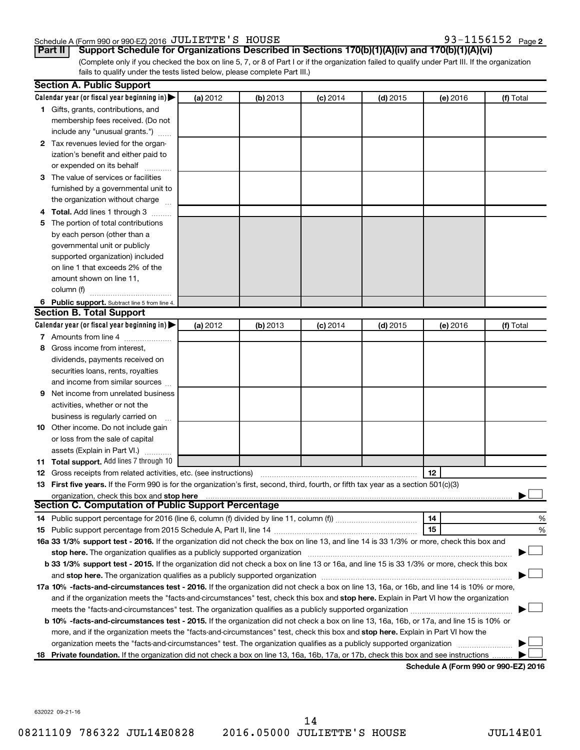Schedule A (Form 990 or 990-EZ) 2016 JULIETTE'S HOUSE 93-1156152 Page 2

**Part II** **Support Schedule for Organizations Described in Sections 170(b)(1)(A)(iv) and 170(b)(1)(A)(vi)**

(Complete only if you checked the box on line 5, 7, or 8 of Part I or if the organization failed to qualify under Part III. If the organization fails to qualify under the tests listed below, please complete Part III.)

### Section A. Public Support

| Calendar year (or fiscal year beginning in) ▶ | (a) 2012 | (b) 2013 | (c) 2014 | (d) 2015 | (e) 2016 | (f) Total |
|---|---|---|---|---|---|---|
| **1** Gifts, grants, contributions, and membership fees received. (Do not include any "unusual grants.") | | | | | | |
| **2** Tax revenues levied for the organization's benefit and either paid to or expended on its behalf | | | | | | |
| **3** The value of services or facilities furnished by a governmental unit to the organization without charge | | | | | | |
| **4** **Total.** Add lines 1 through 3 | | | | | | |
| **5** The portion of total contributions by each person (other than a governmental unit or publicly supported organization) included on line 1 that exceeds 2% of the amount shown on line 11, column (f) | | | | | | |
| **6** **Public support.** Subtract line 5 from line 4. | | | | | | |

### Section B. Total Support

| Calendar year (or fiscal year beginning in) ▶ | (a) 2012 | (b) 2013 | (c) 2014 | (d) 2015 | (e) 2016 | (f) Total |
|---|---|---|---|---|---|---|
| **7** Amounts from line 4 | | | | | | |
| **8** Gross income from interest, dividends, payments received on securities loans, rents, royalties and income from similar sources | | | | | | |
| **9** Net income from unrelated business activities, whether or not the business is regularly carried on | | | | | | |
| **10** Other income. Do not include gain or loss from the sale of capital assets (Explain in Part VI.) | | | | | | |
| **11** **Total support.** Add lines 7 through 10 | | | | | | |

**12** Gross receipts from related activities, etc. (see instructions) **12**

**13** **First five years.** If the Form 990 is for the organization's first, second, third, fourth, or fifth tax year as a section 501(c)(3) organization, check this box and **stop here** ▶ ☐

### Section C. Computation of Public Support Percentage

**14** Public support percentage for 2016 (line 6, column (f) divided by line 11, column (f)) **14** %

**15** Public support percentage from 2015 Schedule A, Part II, line 14 **15** %

**16a** **33 1/3% support test - 2016.** If the organization did not check the box on line 13, and line 14 is 33 1/3% or more, check this box and **stop here.** The organization qualifies as a publicly supported organization ▶ ☐

**b** **33 1/3% support test - 2015.** If the organization did not check a box on line 13 or 16a, and line 15 is 33 1/3% or more, check this box and **stop here.** The organization qualifies as a publicly supported organization ▶ ☐

**17a** **10% -facts-and-circumstances test - 2016.** If the organization did not check a box on line 13, 16a, or 16b, and line 14 is 10% or more, and if the organization meets the "facts-and-circumstances" test, check this box and **stop here.** Explain in Part VI how the organization meets the "facts-and-circumstances" test. The organization qualifies as a publicly supported organization ▶ ☐

**b** **10% -facts-and-circumstances test - 2015.** If the organization did not check a box on line 13, 16a, 16b, or 17a, and line 15 is 10% or more, and if the organization meets the "facts-and-circumstances" test, check this box and **stop here.** Explain in Part VI how the organization meets the "facts-and-circumstances" test. The organization qualifies as a publicly supported organization ▶ ☐

**18** **Private foundation.** If the organization did not check a box on line 13, 16a, 16b, 17a, or 17b, check this box and see instructions ▶ ☐

**Schedule A (Form 990 or 990-EZ) 2016**

632022 09-21-16

08211109 786322 JUL14E0828 2016.05000 JULIETTE'S HOUSE JUL14E01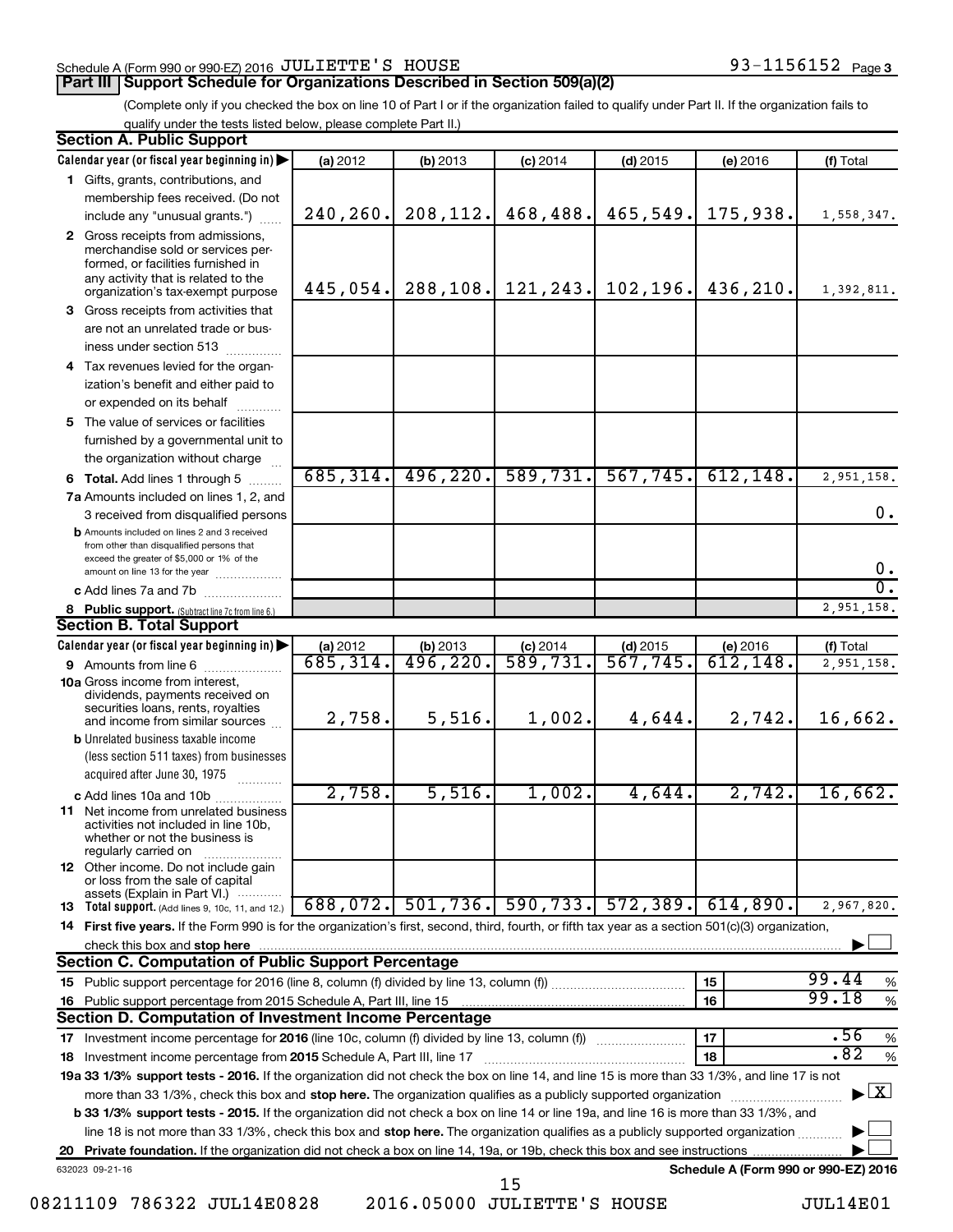Schedule A (Form 990 or 990-EZ) 2016 JULIETTE'S HOUSE 93-1156152 Page 3

## Part III Support Schedule for Organizations Described in Section 509(a)(2)

(Complete only if you checked the box on line 10 of Part I or if the organization failed to qualify under Part II. If the organization fails to qualify under the tests listed below, please complete Part II.)

### Section A. Public Support

| Calendar year (or fiscal year beginning in) | (a) 2012 | (b) 2013 | (c) 2014 | (d) 2015 | (e) 2016 | (f) Total |
|---|---|---|---|---|---|---|
| 1 Gifts, grants, contributions, and membership fees received. (Do not include any "unusual grants.") | 240,260. | 208,112. | 468,488. | 465,549. | 175,938. | 1,558,347. |
| 2 Gross receipts from admissions, merchandise sold or services performed, or facilities furnished in any activity that is related to the organization's tax-exempt purpose | 445,054. | 288,108. | 121,243. | 102,196. | 436,210. | 1,392,811. |
| 3 Gross receipts from activities that are not an unrelated trade or business under section 513 | | | | | | |
| 4 Tax revenues levied for the organization's benefit and either paid to or expended on its behalf | | | | | | |
| 5 The value of services or facilities furnished by a governmental unit to the organization without charge | | | | | | |
| 6 **Total.** Add lines 1 through 5 | 685,314. | 496,220. | 589,731. | 567,745. | 612,148. | 2,951,158. |
| 7a Amounts included on lines 1, 2, and 3 received from disqualified persons | | | | | | 0. |
| b Amounts included on lines 2 and 3 received from other than disqualified persons that exceed the greater of $5,000 or 1% of the amount on line 13 for the year | | | | | | 0. |
| c Add lines 7a and 7b | | | | | | 0. |
| 8 **Public support.** (Subtract line 7c from line 6.) | | | | | | 2,951,158. |

### Section B. Total Support

| Calendar year (or fiscal year beginning in) | (a) 2012 | (b) 2013 | (c) 2014 | (d) 2015 | (e) 2016 | (f) Total |
|---|---|---|---|---|---|---|
| 9 Amounts from line 6 | 685,314. | 496,220. | 589,731. | 567,745. | 612,148. | 2,951,158. |
| 10a Gross income from interest, dividends, payments received on securities loans, rents, royalties and income from similar sources | 2,758. | 5,516. | 1,002. | 4,644. | 2,742. | 16,662. |
| b Unrelated business taxable income (less section 511 taxes) from businesses acquired after June 30, 1975 | | | | | | |
| c Add lines 10a and 10b | 2,758. | 5,516. | 1,002. | 4,644. | 2,742. | 16,662. |
| 11 Net income from unrelated business activities not included in line 10b, whether or not the business is regularly carried on | | | | | | |
| 12 Other income. Do not include gain or loss from the sale of capital assets (Explain in Part VI.) | | | | | | |
| 13 **Total support.** (Add lines 9, 10c, 11, and 12.) | 688,072. | 501,736. | 590,733. | 572,389. | 614,890. | 2,967,820. |

14 **First five years.** If the Form 990 is for the organization's first, second, third, fourth, or fifth tax year as a section 501(c)(3) organization, check this box and **stop here** ☐

### Section C. Computation of Public Support Percentage

| | | |
|---|---|---|
| 15 Public support percentage for 2016 (line 8, column (f) divided by line 13, column (f)) | 15 | 99.44 % |
| 16 Public support percentage from 2015 Schedule A, Part III, line 15 | 16 | 99.18 % |

### Section D. Computation of Investment Income Percentage

| | | |
|---|---|---|
| 17 Investment income percentage for **2016** (line 10c, column (f) divided by line 13, column (f)) | 17 | .56 % |
| 18 Investment income percentage from **2015** Schedule A, Part III, line 17 | 18 | .82 % |

**19a 33 1/3% support tests - 2016.** If the organization did not check the box on line 14, and line 15 is more than 33 1/3%, and line 17 is not more than 33 1/3%, check this box and **stop here.** The organization qualifies as a publicly supported organization ☒

**b 33 1/3% support tests - 2015.** If the organization did not check a box on line 14 or line 19a, and line 16 is more than 33 1/3%, and line 18 is not more than 33 1/3%, check this box and **stop here.** The organization qualifies as a publicly supported organization ☐

**20 Private foundation.** If the organization did not check a box on line 14, 19a, or 19b, check this box and see instructions ☐

632023 09-21-16 **Schedule A (Form 990 or 990-EZ) 2016**

08211109 786322 JUL14E0828 2016.05000 JULIETTE'S HOUSE JUL14E01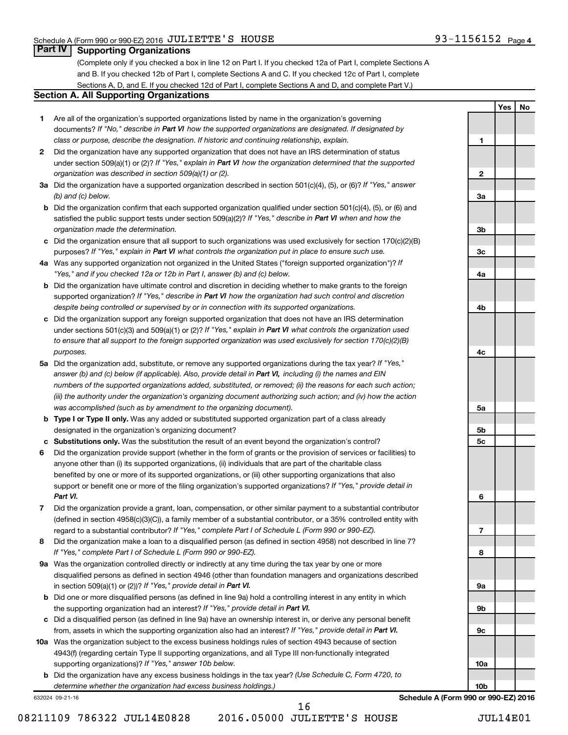Schedule A (Form 990 or 990-EZ) 2016 JULIETTE'S HOUSE 93-1156152 Page 4

## Part IV Supporting Organizations

(Complete only if you checked a box in line 12 on Part I. If you checked 12a of Part I, complete Sections A and B. If you checked 12b of Part I, complete Sections A and C. If you checked 12c of Part I, complete Sections A, D, and E. If you checked 12d of Part I, complete Sections A and D, and complete Part V.)

### Section A. All Supporting Organizations

| | | | Yes | No |
|---|---|---|---|---|
| **1** | Are all of the organization's supported organizations listed by name in the organization's governing documents? *If "No," describe in **Part VI** how the supported organizations are designated. If designated by class or purpose, describe the designation. If historic and continuing relationship, explain.* | 1 | | |
| **2** | Did the organization have any supported organization that does not have an IRS determination of status under section 509(a)(1) or (2)? *If "Yes," explain in **Part VI** how the organization determined that the supported organization was described in section 509(a)(1) or (2).* | 2 | | |
| **3a** | Did the organization have a supported organization described in section 501(c)(4), (5), or (6)? *If "Yes," answer (b) and (c) below.* | 3a | | |
| **b** | Did the organization confirm that each supported organization qualified under section 501(c)(4), (5), or (6) and satisfied the public support tests under section 509(a)(2)? *If "Yes," describe in **Part VI** when and how the organization made the determination.* | 3b | | |
| **c** | Did the organization ensure that all support to such organizations was used exclusively for section 170(c)(2)(B) purposes? *If "Yes," explain in **Part VI** what controls the organization put in place to ensure such use.* | 3c | | |
| **4a** | Was any supported organization not organized in the United States ("foreign supported organization")? *If "Yes," and if you checked 12a or 12b in Part I, answer (b) and (c) below.* | 4a | | |
| **b** | Did the organization have ultimate control and discretion in deciding whether to make grants to the foreign supported organization? *If "Yes," describe in **Part VI** how the organization had such control and discretion despite being controlled or supervised by or in connection with its supported organizations.* | 4b | | |
| **c** | Did the organization support any foreign supported organization that does not have an IRS determination under sections 501(c)(3) and 509(a)(1) or (2)? *If "Yes," explain in **Part VI** what controls the organization used to ensure that all support to the foreign supported organization was used exclusively for section 170(c)(2)(B) purposes.* | 4c | | |
| **5a** | Did the organization add, substitute, or remove any supported organizations during the tax year? *If "Yes," answer (b) and (c) below (if applicable). Also, provide detail in **Part VI,** including (i) the names and EIN numbers of the supported organizations added, substituted, or removed; (ii) the reasons for each such action; (iii) the authority under the organization's organizing document authorizing such action; and (iv) how the action was accomplished (such as by amendment to the organizing document).* | 5a | | |
| **b** | **Type I or Type II only.** Was any added or substituted supported organization part of a class already designated in the organization's organizing document? | 5b | | |
| **c** | **Substitutions only.** Was the substitution the result of an event beyond the organization's control? | 5c | | |
| **6** | Did the organization provide support (whether in the form of grants or the provision of services or facilities) to anyone other than (i) its supported organizations, (ii) individuals that are part of the charitable class benefited by one or more of its supported organizations, or (iii) other supporting organizations that also support or benefit one or more of the filing organization's supported organizations? *If "Yes," provide detail in **Part VI.*** | 6 | | |
| **7** | Did the organization provide a grant, loan, compensation, or other similar payment to a substantial contributor (defined in section 4958(c)(3)(C)), a family member of a substantial contributor, or a 35% controlled entity with regard to a substantial contributor? *If "Yes," complete Part I of Schedule L (Form 990 or 990-EZ).* | 7 | | |
| **8** | Did the organization make a loan to a disqualified person (as defined in section 4958) not described in line 7? *If "Yes," complete Part I of Schedule L (Form 990 or 990-EZ).* | 8 | | |
| **9a** | Was the organization controlled directly or indirectly at any time during the tax year by one or more disqualified persons as defined in section 4946 (other than foundation managers and organizations described in section 509(a)(1) or (2))? *If "Yes," provide detail in **Part VI.*** | 9a | | |
| **b** | Did one or more disqualified persons (as defined in line 9a) hold a controlling interest in any entity in which the supporting organization had an interest? *If "Yes," provide detail in **Part VI.*** | 9b | | |
| **c** | Did a disqualified person (as defined in line 9a) have an ownership interest in, or derive any personal benefit from, assets in which the supporting organization also had an interest? *If "Yes," provide detail in **Part VI.*** | 9c | | |
| **10a** | Was the organization subject to the excess business holdings rules of section 4943 because of section 4943(f) (regarding certain Type II supporting organizations, and all Type III non-functionally integrated supporting organizations)? *If "Yes," answer 10b below.* | 10a | | |
| **b** | Did the organization have any excess business holdings in the tax year? *(Use Schedule C, Form 4720, to determine whether the organization had excess business holdings.)* | 10b | | |

632024 09-21-16 **Schedule A (Form 990 or 990-EZ) 2016**

08211109 786322 JUL14E0828 2016.05000 JULIETTE'S HOUSE JUL14E01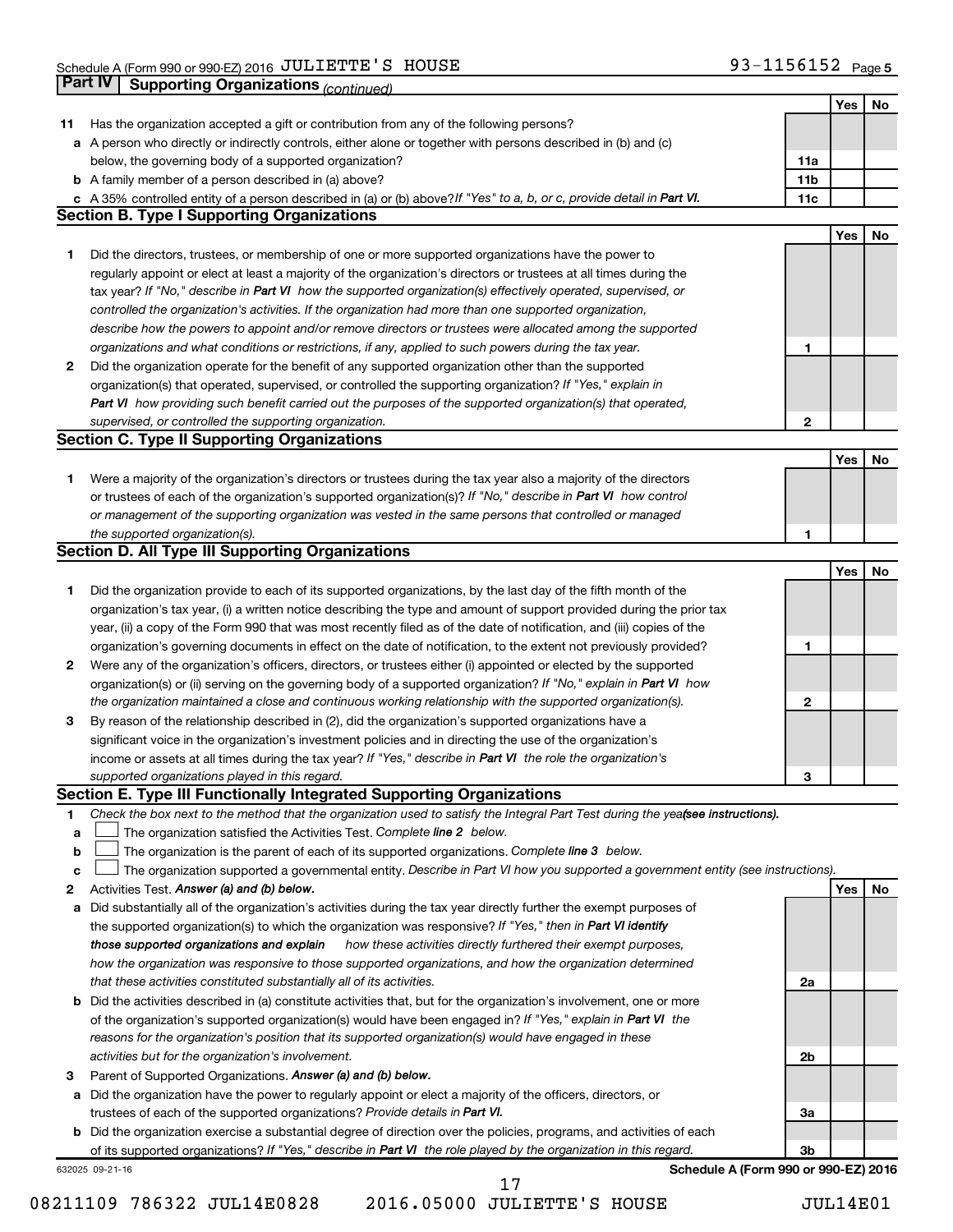Schedule A (Form 990 or 990-EZ) 2016 JULIETTE'S HOUSE 93-1156152

## Part IV Supporting Organizations *(continued)*

| | | | Yes | No |
|---|---|---|---|---|
| **11** | Has the organization accepted a gift or contribution from any of the following persons? | | | |
| **a** | A person who directly or indirectly controls, either alone or together with persons described in (b) and (c) below, the governing body of a supported organization? | 11a | | |
| **b** | A family member of a person described in (a) above? | 11b | | |
| **c** | A 35% controlled entity of a person described in (a) or (b) above? *If "Yes" to a, b, or c, provide detail in* ***Part VI.*** | 11c | | |

### Section B. Type I Supporting Organizations

| | | | Yes | No |
|---|---|---|---|---|
| **1** | Did the directors, trustees, or membership of one or more supported organizations have the power to regularly appoint or elect at least a majority of the organization's directors or trustees at all times during the tax year? *If "No," describe in* ***Part VI*** *how the supported organization(s) effectively operated, supervised, or controlled the organization's activities. If the organization had more than one supported organization, describe how the powers to appoint and/or remove directors or trustees were allocated among the supported organizations and what conditions or restrictions, if any, applied to such powers during the tax year.* | 1 | | |
| **2** | Did the organization operate for the benefit of any supported organization other than the supported organization(s) that operated, supervised, or controlled the supporting organization? *If "Yes," explain in* ***Part VI*** *how providing such benefit carried out the purposes of the supported organization(s) that operated, supervised, or controlled the supporting organization.* | 2 | | |

### Section C. Type II Supporting Organizations

| | | | Yes | No |
|---|---|---|---|---|
| **1** | Were a majority of the organization's directors or trustees during the tax year also a majority of the directors or trustees of each of the organization's supported organization(s)? *If "No," describe in* ***Part VI*** *how control or management of the supporting organization was vested in the same persons that controlled or managed the supported organization(s).* | 1 | | |

### Section D. All Type III Supporting Organizations

| | | | Yes | No |
|---|---|---|---|---|
| **1** | Did the organization provide to each of its supported organizations, by the last day of the fifth month of the organization's tax year, (i) a written notice describing the type and amount of support provided during the prior tax year, (ii) a copy of the Form 990 that was most recently filed as of the date of notification, and (iii) copies of the organization's governing documents in effect on the date of notification, to the extent not previously provided? | 1 | | |
| **2** | Were any of the organization's officers, directors, or trustees either (i) appointed or elected by the supported organization(s) or (ii) serving on the governing body of a supported organization? *If "No," explain in* ***Part VI*** *how the organization maintained a close and continuous working relationship with the supported organization(s).* | 2 | | |
| **3** | By reason of the relationship described in (2), did the organization's supported organizations have a significant voice in the organization's investment policies and in directing the use of the organization's income or assets at all times during the tax year? *If "Yes," describe in* ***Part VI*** *the role the organization's supported organizations played in this regard.* | 3 | | |

### Section E. Type III Functionally Integrated Supporting Organizations

**1** *Check the box next to the method that the organization used to satisfy the Integral Part Test during the year* ***(see instructions).***

- **a** ☐ The organization satisfied the Activities Test. *Complete* ***line 2*** *below.*
- **b** ☐ The organization is the parent of each of its supported organizations. *Complete* ***line 3*** *below.*
- **c** ☐ The organization supported a governmental entity. *Describe in Part VI how you supported a government entity (see instructions).*

| | | | Yes | No |
|---|---|---|---|---|
| **2** | Activities Test. ***Answer (a) and (b) below.*** | | | |
| **a** | Did substantially all of the organization's activities during the tax year directly further the exempt purposes of the supported organization(s) to which the organization was responsive? *If "Yes," then in* ***Part VI identify those supported organizations and explain*** *how these activities directly furthered their exempt purposes, how the organization was responsive to those supported organizations, and how the organization determined that these activities constituted substantially all of its activities.* | 2a | | |
| **b** | Did the activities described in (a) constitute activities that, but for the organization's involvement, one or more of the organization's supported organization(s) would have been engaged in? *If "Yes," explain in* ***Part VI*** *the reasons for the organization's position that its supported organization(s) would have engaged in these activities but for the organization's involvement.* | 2b | | |
| **3** | Parent of Supported Organizations. ***Answer (a) and (b) below.*** | | | |
| **a** | Did the organization have the power to regularly appoint or elect a majority of the officers, directors, or trustees of each of the supported organizations? *Provide details in* ***Part VI.*** | 3a | | |
| **b** | Did the organization exercise a substantial degree of direction over the policies, programs, and activities of each of its supported organizations? *If "Yes," describe in* ***Part VI*** *the role played by the organization in this regard.* | 3b | | |

632025 09-21-16 **Schedule A (Form 990 or 990-EZ) 2016**

08211109 786322 JUL14E0828 2016.05000 JULIETTE'S HOUSE JUL14E01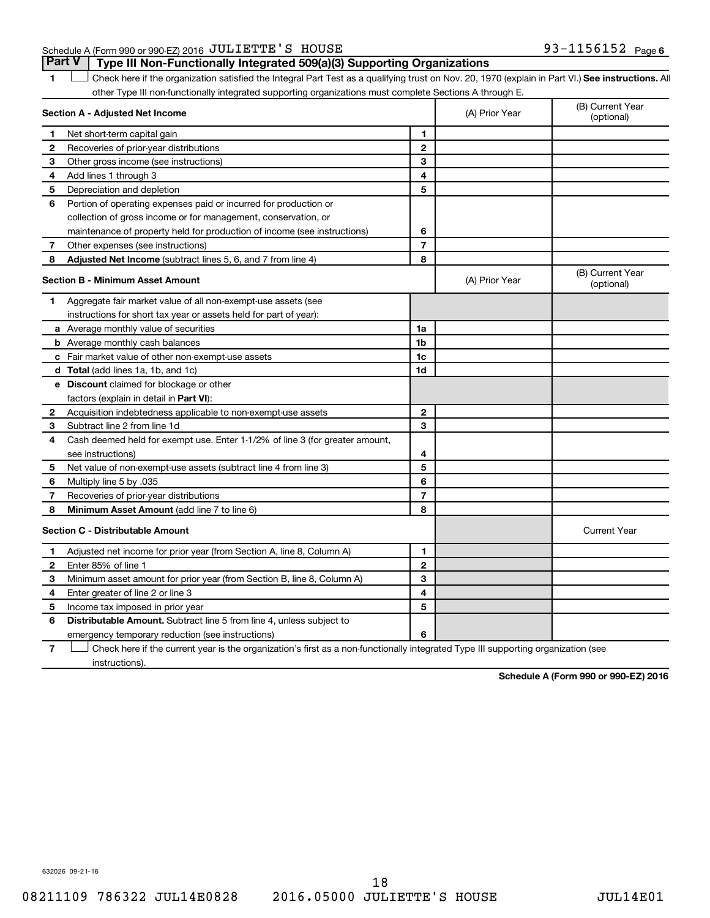Schedule A (Form 990 or 990-EZ) 2016 JULIETTE'S HOUSE 93-1156152 Page 6

## Part V Type III Non-Functionally Integrated 509(a)(3) Supporting Organizations

1 ☐ Check here if the organization satisfied the Integral Part Test as a qualifying trust on Nov. 20, 1970 (explain in Part VI.) **See instructions.** All other Type III non-functionally integrated supporting organizations must complete Sections A through E.

| **Section A - Adjusted Net Income** | | (A) Prior Year | (B) Current Year (optional) |
|---|---|---|---|
| 1 Net short-term capital gain | 1 | | |
| 2 Recoveries of prior-year distributions | 2 | | |
| 3 Other gross income (see instructions) | 3 | | |
| 4 Add lines 1 through 3 | 4 | | |
| 5 Depreciation and depletion | 5 | | |
| 6 Portion of operating expenses paid or incurred for production or collection of gross income or for management, conservation, or maintenance of property held for production of income (see instructions) | 6 | | |
| 7 Other expenses (see instructions) | 7 | | |
| 8 **Adjusted Net Income** (subtract lines 5, 6, and 7 from line 4) | 8 | | |

| **Section B - Minimum Asset Amount** | | (A) Prior Year | (B) Current Year (optional) |
|---|---|---|---|
| 1 Aggregate fair market value of all non-exempt-use assets (see instructions for short tax year or assets held for part of year): | | | |
| a Average monthly value of securities | 1a | | |
| b Average monthly cash balances | 1b | | |
| c Fair market value of other non-exempt-use assets | 1c | | |
| d **Total** (add lines 1a, 1b, and 1c) | 1d | | |
| e **Discount** claimed for blockage or other factors (explain in detail in **Part VI**): | | | |
| 2 Acquisition indebtedness applicable to non-exempt-use assets | 2 | | |
| 3 Subtract line 2 from line 1d | 3 | | |
| 4 Cash deemed held for exempt use. Enter 1-1/2% of line 3 (for greater amount, see instructions) | 4 | | |
| 5 Net value of non-exempt-use assets (subtract line 4 from line 3) | 5 | | |
| 6 Multiply line 5 by .035 | 6 | | |
| 7 Recoveries of prior-year distributions | 7 | | |
| 8 **Minimum Asset Amount** (add line 7 to line 6) | 8 | | |

| **Section C - Distributable Amount** | | | Current Year |
|---|---|---|---|
| 1 Adjusted net income for prior year (from Section A, line 8, Column A) | 1 | | |
| 2 Enter 85% of line 1 | 2 | | |
| 3 Minimum asset amount for prior year (from Section B, line 8, Column A) | 3 | | |
| 4 Enter greater of line 2 or line 3 | 4 | | |
| 5 Income tax imposed in prior year | 5 | | |
| 6 **Distributable Amount.** Subtract line 5 from line 4, unless subject to emergency temporary reduction (see instructions) | 6 | | |

7 ☐ Check here if the current year is the organization's first as a non-functionally integrated Type III supporting organization (see instructions).

**Schedule A (Form 990 or 990-EZ) 2016**

632026 09-21-16

08211109 786322 JUL14E0828 2016.05000 JULIETTE'S HOUSE JUL14E01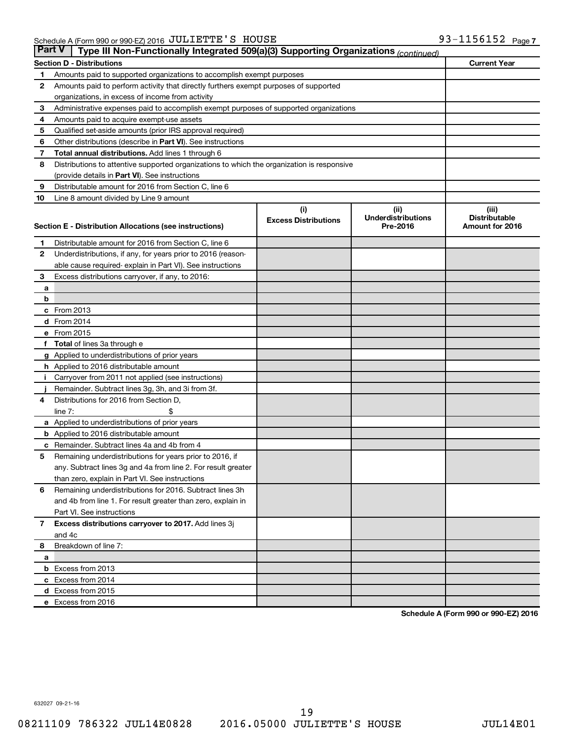Schedule A (Form 990 or 990-EZ) 2016 JULIETTE'S HOUSE 93-1156152 Page 7

**Part V | Type III Non-Functionally Integrated 509(a)(3) Supporting Organizations** *(continued)*

| **Section D - Distributions** | | **Current Year** |
|---|---|---|
| 1 | Amounts paid to supported organizations to accomplish exempt purposes | |
| 2 | Amounts paid to perform activity that directly furthers exempt purposes of supported organizations, in excess of income from activity | |
| 3 | Administrative expenses paid to accomplish exempt purposes of supported organizations | |
| 4 | Amounts paid to acquire exempt-use assets | |
| 5 | Qualified set-aside amounts (prior IRS approval required) | |
| 6 | Other distributions (describe in **Part VI**). See instructions | |
| 7 | **Total annual distributions.** Add lines 1 through 6 | |
| 8 | Distributions to attentive supported organizations to which the organization is responsive (provide details in **Part VI**). See instructions | |
| 9 | Distributable amount for 2016 from Section C, line 6 | |
| 10 | Line 8 amount divided by Line 9 amount | |

| | **Section E - Distribution Allocations (see instructions)** | **(i) Excess Distributions** | **(ii) Underdistributions Pre-2016** | **(iii) Distributable Amount for 2016** |
|---|---|---|---|---|
| 1 | Distributable amount for 2016 from Section C, line 6 | | | |
| 2 | Underdistributions, if any, for years prior to 2016 (reasonable cause required- explain in Part VI). See instructions | | | |
| 3 | Excess distributions carryover, if any, to 2016: | | | |
| a | | | | |
| b | | | | |
| c | From 2013 | | | |
| d | From 2014 | | | |
| e | From 2015 | | | |
| f | **Total** of lines 3a through e | | | |
| g | Applied to underdistributions of prior years | | | |
| h | Applied to 2016 distributable amount | | | |
| i | Carryover from 2011 not applied (see instructions) | | | |
| j | Remainder. Subtract lines 3g, 3h, and 3i from 3f. | | | |
| 4 | Distributions for 2016 from Section D, line 7: $ | | | |
| a | Applied to underdistributions of prior years | | | |
| b | Applied to 2016 distributable amount | | | |
| c | Remainder. Subtract lines 4a and 4b from 4 | | | |
| 5 | Remaining underdistributions for years prior to 2016, if any. Subtract lines 3g and 4a from line 2. For result greater than zero, explain in Part VI. See instructions | | | |
| 6 | Remaining underdistributions for 2016. Subtract lines 3h and 4b from line 1. For result greater than zero, explain in Part VI. See instructions | | | |
| 7 | **Excess distributions carryover to 2017.** Add lines 3j and 4c | | | |
| 8 | Breakdown of line 7: | | | |
| a | | | | |
| b | Excess from 2013 | | | |
| c | Excess from 2014 | | | |
| d | Excess from 2015 | | | |
| e | Excess from 2016 | | | |

**Schedule A (Form 990 or 990-EZ) 2016**

632027 09-21-16

08211109 786322 JUL14E0828 2016.05000 JULIETTE'S HOUSE JUL14E01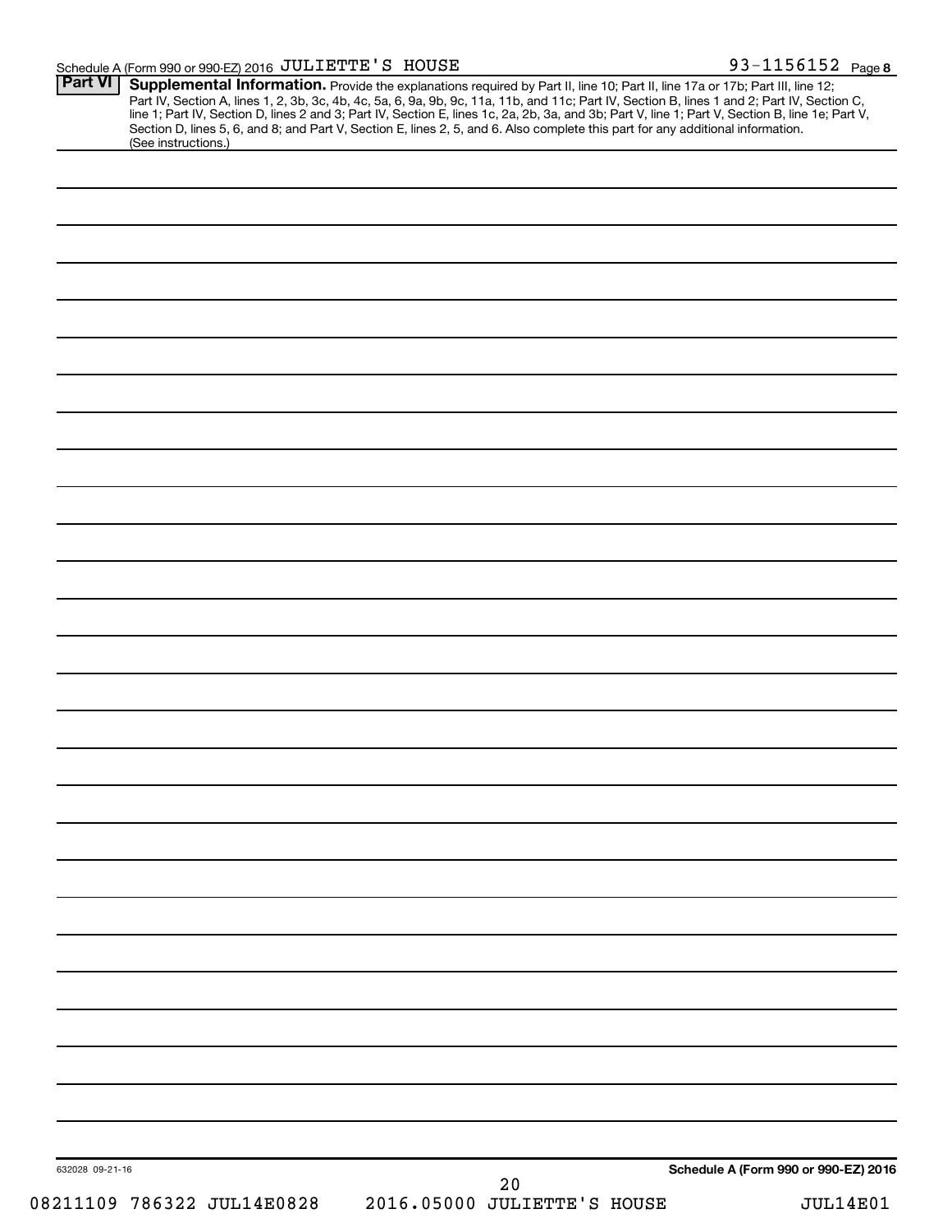Schedule A (Form 990 or 990-EZ) 2016 JULIETTE'S HOUSE 93-1156152 Page 8

**Part VI** **Supplemental Information.** Provide the explanations required by Part II, line 10; Part II, line 17a or 17b; Part III, line 12; Part IV, Section A, lines 1, 2, 3b, 3c, 4b, 4c, 5a, 6, 9a, 9b, 9c, 11a, 11b, and 11c; Part IV, Section B, lines 1 and 2; Part IV, Section C, line 1; Part IV, Section D, lines 2 and 3; Part IV, Section E, lines 1c, 2a, 2b, 3a, and 3b; Part V, line 1; Part V, Section B, line 1e; Part V, Section D, lines 5, 6, and 8; and Part V, Section E, lines 2, 5, and 6. Also complete this part for any additional information. (See instructions.)

632028 09-21-16

**Schedule A (Form 990 or 990-EZ) 2016**

08211109 786322 JUL14E0828 2016.05000 JULIETTE'S HOUSE JUL14E01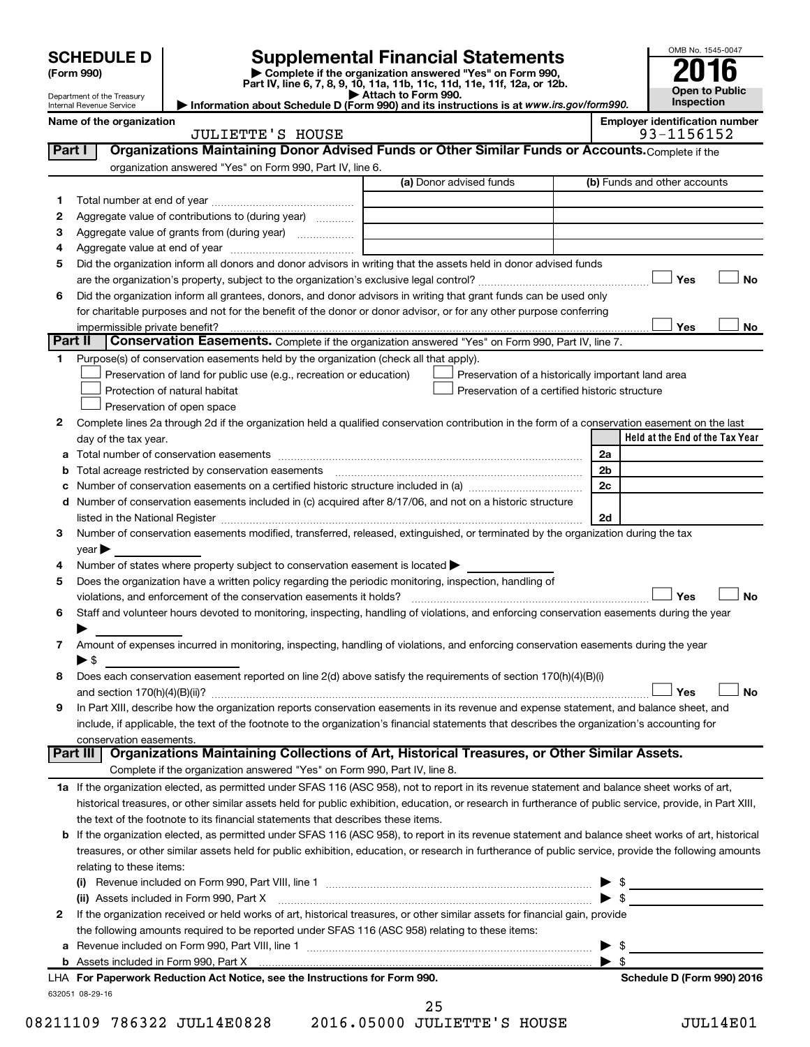# SCHEDULE D (Form 990)

Department of the Treasury
Internal Revenue Service

## Supplemental Financial Statements

▶ Complete if the organization answered "Yes" on Form 990, Part IV, line 6, 7, 8, 9, 10, 11a, 11b, 11c, 11d, 11e, 11f, 12a, or 12b.
▶ Attach to Form 990.
▶ Information about Schedule D (Form 990) and its instructions is at *www.irs.gov/form990.*

OMB No. 1545-0047

**2016**

**Open to Public Inspection**

**Name of the organization**
JULIETTE'S HOUSE

**Employer identification number**
93-1156152

### Part I Organizations Maintaining Donor Advised Funds or Other Similar Funds or Accounts. Complete if the organization answered "Yes" on Form 990, Part IV, line 6.

| | | (a) Donor advised funds | (b) Funds and other accounts |
|---|---|---|---|
| 1 | Total number at end of year | | |
| 2 | Aggregate value of contributions to (during year) | | |
| 3 | Aggregate value of grants from (during year) | | |
| 4 | Aggregate value at end of year | | |

5 Did the organization inform all donors and donor advisors in writing that the assets held in donor advised funds are the organization's property, subject to the organization's exclusive legal control? ☐ Yes ☐ No

6 Did the organization inform all grantees, donors, and donor advisors in writing that grant funds can be used only for charitable purposes and not for the benefit of the donor or donor advisor, or for any other purpose conferring impermissible private benefit? ☐ Yes ☐ No

### Part II Conservation Easements. Complete if the organization answered "Yes" on Form 990, Part IV, line 7.

1 Purpose(s) of conservation easements held by the organization (check all that apply).

☐ Preservation of land for public use (e.g., recreation or education)
☐ Protection of natural habitat
☐ Preservation of open space
☐ Preservation of a historically important land area
☐ Preservation of a certified historic structure

2 Complete lines 2a through 2d if the organization held a qualified conservation contribution in the form of a conservation easement on the last day of the tax year.

| | | | Held at the End of the Tax Year |
|---|---|---|---|
| a | Total number of conservation easements | 2a | |
| b | Total acreage restricted by conservation easements | 2b | |
| c | Number of conservation easements on a certified historic structure included in (a) | 2c | |
| d | Number of conservation easements included in (c) acquired after 8/17/06, and not on a historic structure listed in the National Register | 2d | |

3 Number of conservation easements modified, transferred, released, extinguished, or terminated by the organization during the tax year ▶

4 Number of states where property subject to conservation easement is located ▶

5 Does the organization have a written policy regarding the periodic monitoring, inspection, handling of violations, and enforcement of the conservation easements it holds? ☐ Yes ☐ No

6 Staff and volunteer hours devoted to monitoring, inspecting, handling of violations, and enforcing conservation easements during the year ▶

7 Amount of expenses incurred in monitoring, inspecting, handling of violations, and enforcing conservation easements during the year ▶ $

8 Does each conservation easement reported on line 2(d) above satisfy the requirements of section 170(h)(4)(B)(i) and section 170(h)(4)(B)(ii)? ☐ Yes ☐ No

9 In Part XIII, describe how the organization reports conservation easements in its revenue and expense statement, and balance sheet, and include, if applicable, the text of the footnote to the organization's financial statements that describes the organization's accounting for conservation easements.

### Part III Organizations Maintaining Collections of Art, Historical Treasures, or Other Similar Assets. Complete if the organization answered "Yes" on Form 990, Part IV, line 8.

1a If the organization elected, as permitted under SFAS 116 (ASC 958), not to report in its revenue statement and balance sheet works of art, historical treasures, or other similar assets held for public exhibition, education, or research in furtherance of public service, provide, in Part XIII, the text of the footnote to its financial statements that describes these items.

b If the organization elected, as permitted under SFAS 116 (ASC 958), to report in its revenue statement and balance sheet works of art, historical treasures, or other similar assets held for public exhibition, education, or research in furtherance of public service, provide the following amounts relating to these items:

(i) Revenue included on Form 990, Part VIII, line 1 ▶ $

(ii) Assets included in Form 990, Part X ▶ $

2 If the organization received or held works of art, historical treasures, or other similar assets for financial gain, provide the following amounts required to be reported under SFAS 116 (ASC 958) relating to these items:

a Revenue included on Form 990, Part VIII, line 1 ▶ $

b Assets included in Form 990, Part X ▶ $

**LHA For Paperwork Reduction Act Notice, see the Instructions for Form 990.** **Schedule D (Form 990) 2016**

632051 08-29-16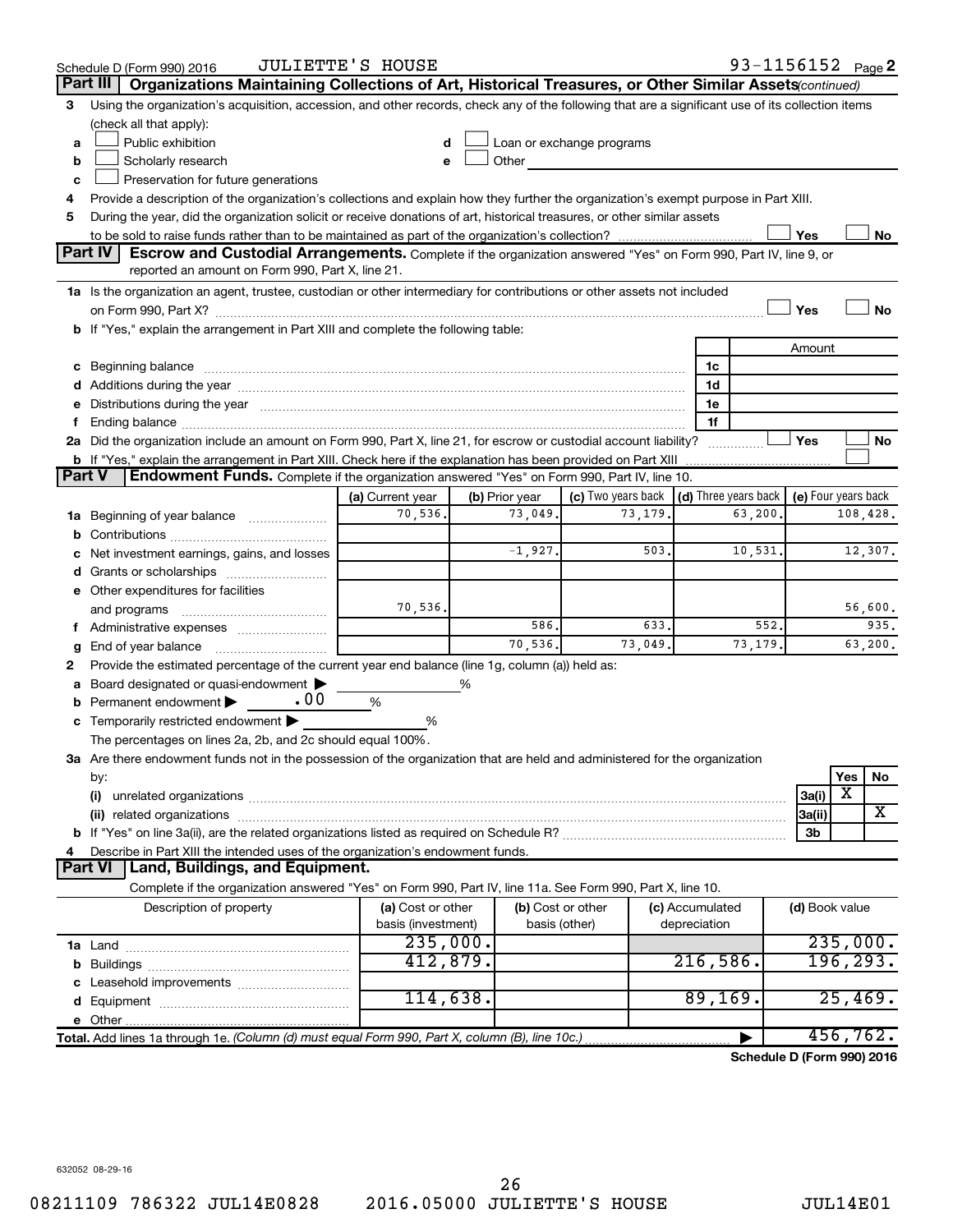Schedule D (Form 990) 2016 JULIETTE'S HOUSE 93-1156152 Page 2

## Part III Organizations Maintaining Collections of Art, Historical Treasures, or Other Similar Assets *(continued)*

3 Using the organization's acquisition, accession, and other records, check any of the following that are a significant use of its collection items (check all that apply):

- a ☐ Public exhibition
- b ☐ Scholarly research
- c ☐ Preservation for future generations
- d ☐ Loan or exchange programs
- e ☐ Other

4 Provide a description of the organization's collections and explain how they further the organization's exempt purpose in Part XIII.

5 During the year, did the organization solicit or receive donations of art, historical treasures, or other similar assets to be sold to raise funds rather than to be maintained as part of the organization's collection? ☐ Yes ☐ No

## Part IV Escrow and Custodial Arrangements.

Complete if the organization answered "Yes" on Form 990, Part IV, line 9, or reported an amount on Form 990, Part X, line 21.

1a Is the organization an agent, trustee, custodian or other intermediary for contributions or other assets not included on Form 990, Part X? ☐ Yes ☐ No

b If "Yes," explain the arrangement in Part XIII and complete the following table:

| | | Amount |
|---|---|---|
| c Beginning balance | 1c | |
| d Additions during the year | 1d | |
| e Distributions during the year | 1e | |
| f Ending balance | 1f | |

2a Did the organization include an amount on Form 990, Part X, line 21, for escrow or custodial account liability? ☐ Yes ☐ No

b If "Yes," explain the arrangement in Part XIII. Check here if the explanation has been provided on Part XIII ☐

## Part V Endowment Funds.

Complete if the organization answered "Yes" on Form 990, Part IV, line 10.

| | (a) Current year | (b) Prior year | (c) Two years back | (d) Three years back | (e) Four years back |
|---|---|---|---|---|---|
| 1a Beginning of year balance | 70,536. | 73,049. | 73,179. | 63,200. | 108,428. |
| b Contributions | | | | | |
| c Net investment earnings, gains, and losses | | -1,927. | 503. | 10,531. | 12,307. |
| d Grants or scholarships | | | | | |
| e Other expenditures for facilities and programs | 70,536. | | | | 56,600. |
| f Administrative expenses | | 586. | 633. | 552. | 935. |
| g End of year balance | | 70,536. | 73,049. | 73,179. | 63,200. |

2 Provide the estimated percentage of the current year end balance (line 1g, column (a)) held as:

- a Board designated or quasi-endowment ▶ %
- b Permanent endowment ▶ .00 %
- c Temporarily restricted endowment ▶ %

The percentages on lines 2a, 2b, and 2c should equal 100%.

3a Are there endowment funds not in the possession of the organization that are held and administered for the organization by:

| | | Yes | No |
|---|---|---|---|
| (i) unrelated organizations | 3a(i) | X | |
| (ii) related organizations | 3a(ii) | | X |
| b If "Yes" on line 3a(ii), are the related organizations listed as required on Schedule R? | 3b | | |

4 Describe in Part XIII the intended uses of the organization's endowment funds.

## Part VI Land, Buildings, and Equipment.

Complete if the organization answered "Yes" on Form 990, Part IV, line 11a. See Form 990, Part X, line 10.

| Description of property | (a) Cost or other basis (investment) | (b) Cost or other basis (other) | (c) Accumulated depreciation | (d) Book value |
|---|---|---|---|---|
| 1a Land | 235,000. | | | 235,000. |
| b Buildings | 412,879. | | 216,586. | 196,293. |
| c Leasehold improvements | | | | |
| d Equipment | 114,638. | | 89,169. | 25,469. |
| e Other | | | | |
| **Total.** Add lines 1a through 1e. *(Column (d) must equal Form 990, Part X, column (B), line 10c.)* | | | ▶ | 456,762. |

**Schedule D (Form 990) 2016**

632052 08-29-16

08211109 786322 JUL14E0828 2016.05000 JULIETTE'S HOUSE JUL14E01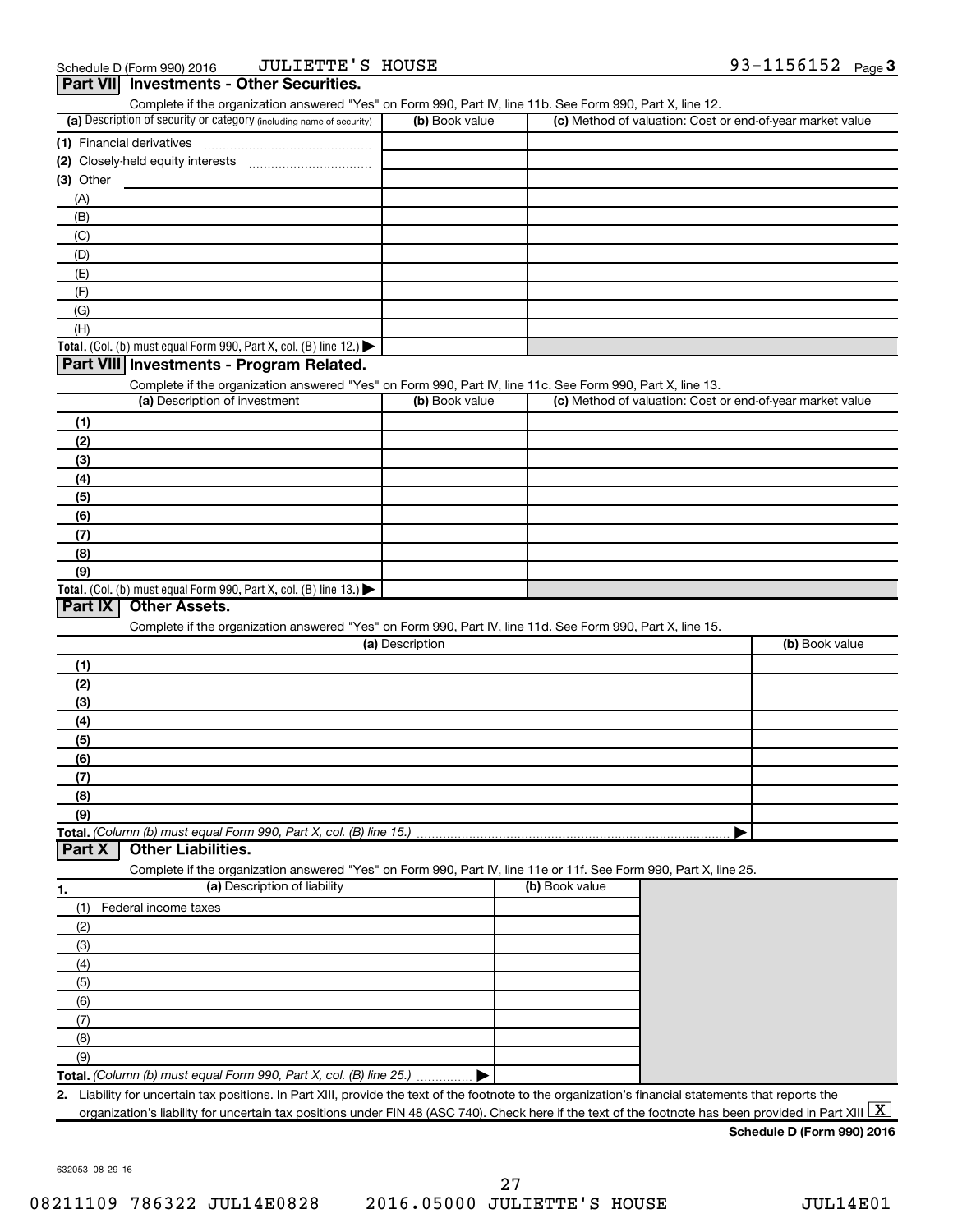Schedule D (Form 990) 2016 JULIETTE'S HOUSE 93-1156152 Page 3

## Part VII Investments - Other Securities.

Complete if the organization answered "Yes" on Form 990, Part IV, line 11b. See Form 990, Part X, line 12.

| (a) Description of security or category (including name of security) | (b) Book value | (c) Method of valuation: Cost or end-of-year market value |
|---|---|---|
| (1) Financial derivatives | | |
| (2) Closely-held equity interests | | |
| (3) Other | | |
| (A) | | |
| (B) | | |
| (C) | | |
| (D) | | |
| (E) | | |
| (F) | | |
| (G) | | |
| (H) | | |
| **Total.** (Col. (b) must equal Form 990, Part X, col. (B) line 12.) ▶ | | |

## Part VIII Investments - Program Related.

Complete if the organization answered "Yes" on Form 990, Part IV, line 11c. See Form 990, Part X, line 13.

| (a) Description of investment | (b) Book value | (c) Method of valuation: Cost or end-of-year market value |
|---|---|---|
| (1) | | |
| (2) | | |
| (3) | | |
| (4) | | |
| (5) | | |
| (6) | | |
| (7) | | |
| (8) | | |
| (9) | | |
| **Total.** (Col. (b) must equal Form 990, Part X, col. (B) line 13.) ▶ | | |

## Part IX Other Assets.

Complete if the organization answered "Yes" on Form 990, Part IV, line 11d. See Form 990, Part X, line 15.

| (a) Description | (b) Book value |
|---|---|
| (1) | |
| (2) | |
| (3) | |
| (4) | |
| (5) | |
| (6) | |
| (7) | |
| (8) | |
| (9) | |
| **Total.** *(Column (b) must equal Form 990, Part X, col. (B) line 15.)* ▶ | |

## Part X Other Liabilities.

Complete if the organization answered "Yes" on Form 990, Part IV, line 11e or 11f. See Form 990, Part X, line 25.

| 1. (a) Description of liability | (b) Book value |
|---|---|
| (1) Federal income taxes | |
| (2) | |
| (3) | |
| (4) | |
| (5) | |
| (6) | |
| (7) | |
| (8) | |
| (9) | |
| **Total.** *(Column (b) must equal Form 990, Part X, col. (B) line 25.)* ▶ | |

**2.** Liability for uncertain tax positions. In Part XIII, provide the text of the footnote to the organization's financial statements that reports the organization's liability for uncertain tax positions under FIN 48 (ASC 740). Check here if the text of the footnote has been provided in Part XIII [X]

**Schedule D (Form 990) 2016**

632053 08-29-16

08211109 786322 JUL14E0828 2016.05000 JULIETTE'S HOUSE JUL14E01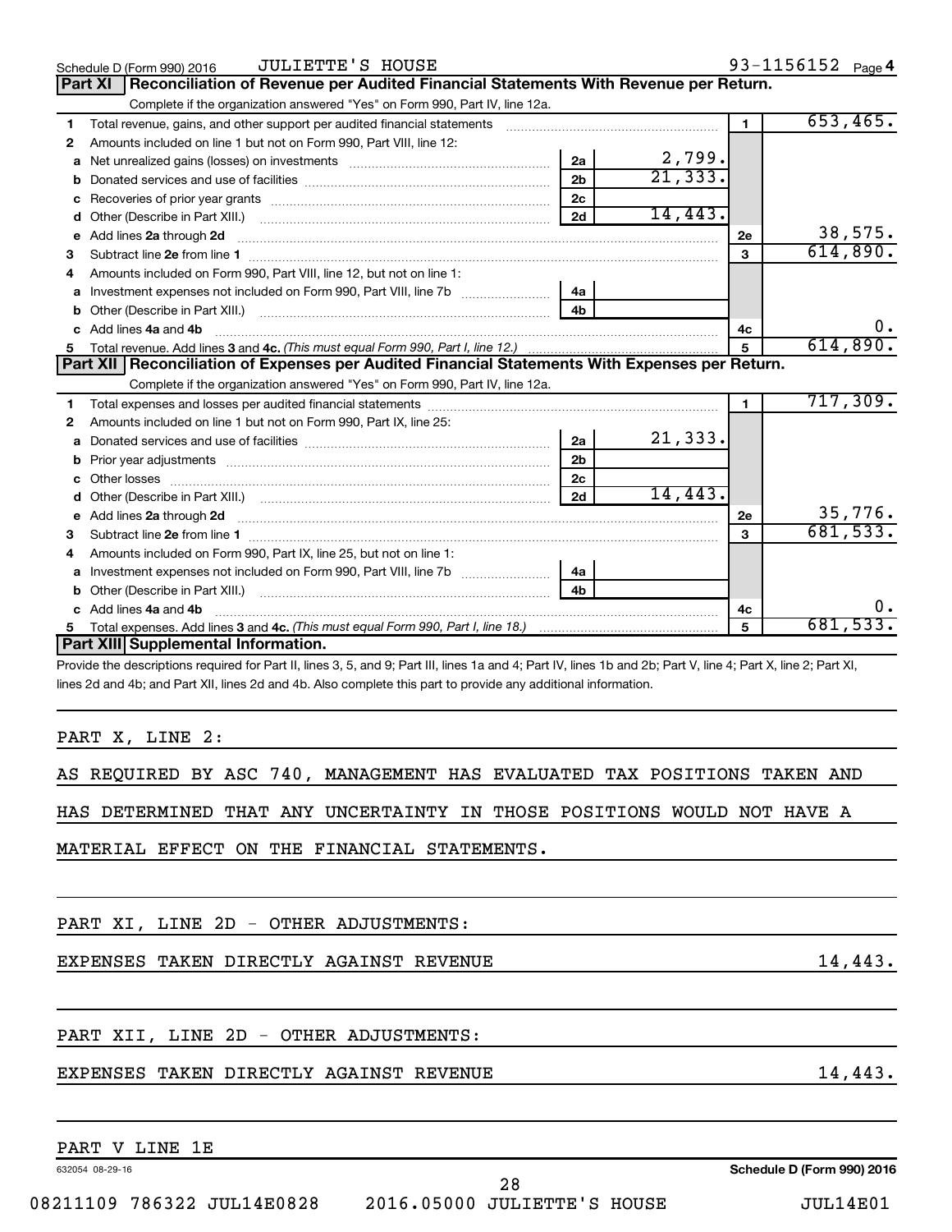Schedule D (Form 990) 2016 JULIETTE'S HOUSE 93-1156152 Page 4

## Part XI Reconciliation of Revenue per Audited Financial Statements With Revenue per Return.

Complete if the organization answered "Yes" on Form 990, Part IV, line 12a.

| | | | | | |
|---|---|---|---|---|---|
| 1 | Total revenue, gains, and other support per audited financial statements | | | 1 | 653,465. |
| 2 | Amounts included on line 1 but not on Form 990, Part VIII, line 12: | | | | |
| a | Net unrealized gains (losses) on investments | 2a | 2,799. | | |
| b | Donated services and use of facilities | 2b | 21,333. | | |
| c | Recoveries of prior year grants | 2c | | | |
| d | Other (Describe in Part XIII.) | 2d | 14,443. | | |
| e | Add lines **2a** through **2d** | | | 2e | 38,575. |
| 3 | Subtract line **2e** from line **1** | | | 3 | 614,890. |
| 4 | Amounts included on Form 990, Part VIII, line 12, but not on line 1: | | | | |
| a | Investment expenses not included on Form 990, Part VIII, line 7b | 4a | | | |
| b | Other (Describe in Part XIII.) | 4b | | | |
| c | Add lines **4a** and **4b** | | | 4c | 0. |
| 5 | Total revenue. Add lines **3** and **4c.** *(This must equal Form 990, Part I, line 12.)* | | | 5 | 614,890. |

## Part XII Reconciliation of Expenses per Audited Financial Statements With Expenses per Return.

Complete if the organization answered "Yes" on Form 990, Part IV, line 12a.

| | | | | | |
|---|---|---|---|---|---|
| 1 | Total expenses and losses per audited financial statements | | | 1 | 717,309. |
| 2 | Amounts included on line 1 but not on Form 990, Part IX, line 25: | | | | |
| a | Donated services and use of facilities | 2a | 21,333. | | |
| b | Prior year adjustments | 2b | | | |
| c | Other losses | 2c | | | |
| d | Other (Describe in Part XIII.) | 2d | 14,443. | | |
| e | Add lines **2a** through **2d** | | | 2e | 35,776. |
| 3 | Subtract line **2e** from line **1** | | | 3 | 681,533. |
| 4 | Amounts included on Form 990, Part IX, line 25, but not on line 1: | | | | |
| a | Investment expenses not included on Form 990, Part VIII, line 7b | 4a | | | |
| b | Other (Describe in Part XIII.) | 4b | | | |
| c | Add lines **4a** and **4b** | | | 4c | 0. |
| 5 | Total expenses. Add lines **3** and **4c.** *(This must equal Form 990, Part I, line 18.)* | | | 5 | 681,533. |

## Part XIII Supplemental Information.

Provide the descriptions required for Part II, lines 3, 5, and 9; Part III, lines 1a and 4; Part IV, lines 1b and 2b; Part V, line 4; Part X, line 2; Part XI, lines 2d and 4b; and Part XII, lines 2d and 4b. Also complete this part to provide any additional information.

PART X, LINE 2:

AS REQUIRED BY ASC 740, MANAGEMENT HAS EVALUATED TAX POSITIONS TAKEN AND HAS DETERMINED THAT ANY UNCERTAINTY IN THOSE POSITIONS WOULD NOT HAVE A MATERIAL EFFECT ON THE FINANCIAL STATEMENTS.

PART XI, LINE 2D - OTHER ADJUSTMENTS:

EXPENSES TAKEN DIRECTLY AGAINST REVENUE 14,443.

PART XII, LINE 2D - OTHER ADJUSTMENTS:

EXPENSES TAKEN DIRECTLY AGAINST REVENUE 14,443.

PART V LINE 1E

632054 08-29-16 Schedule D (Form 990) 2016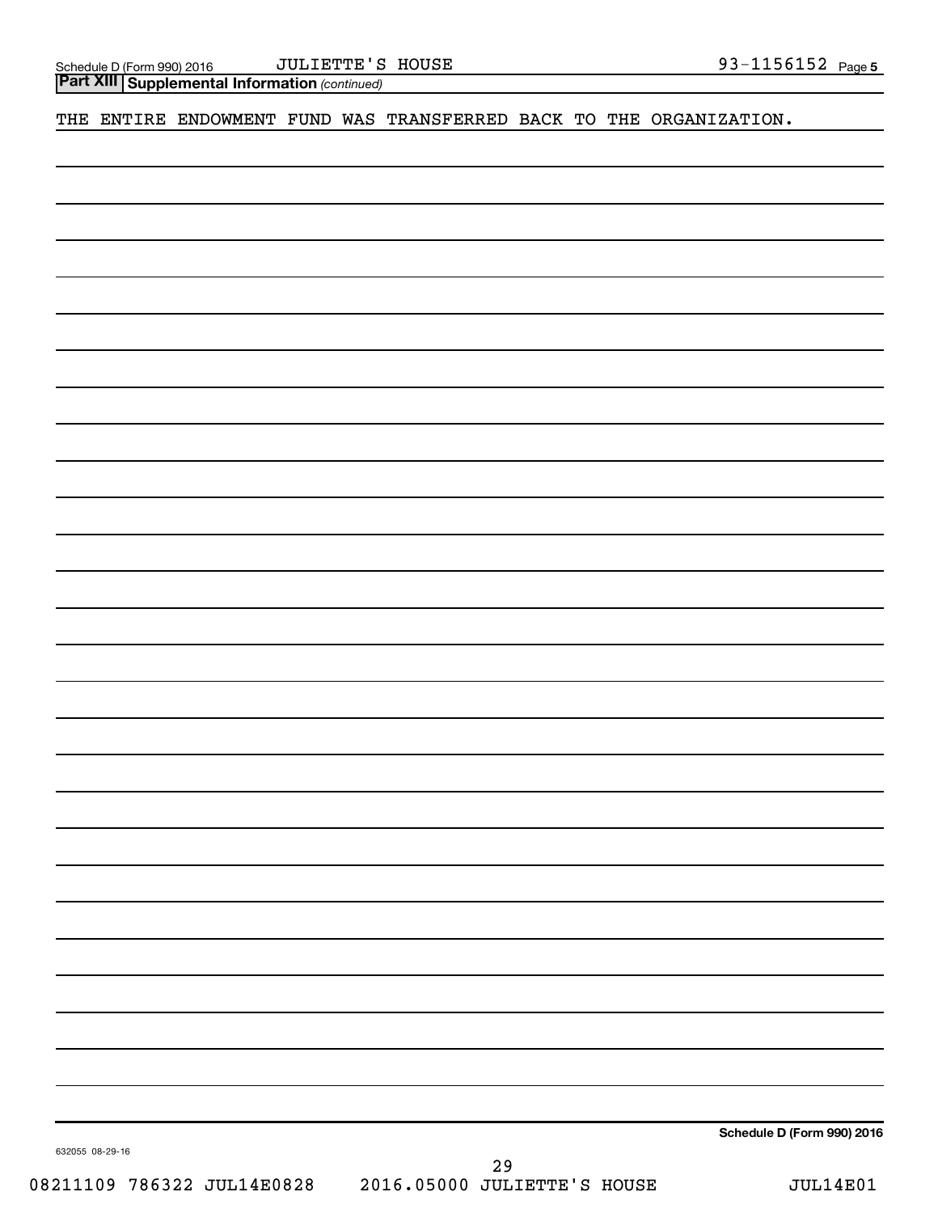## Part XIII Supplemental Information *(continued)*

THE ENTIRE ENDOWMENT FUND WAS TRANSFERRED BACK TO THE ORGANIZATION.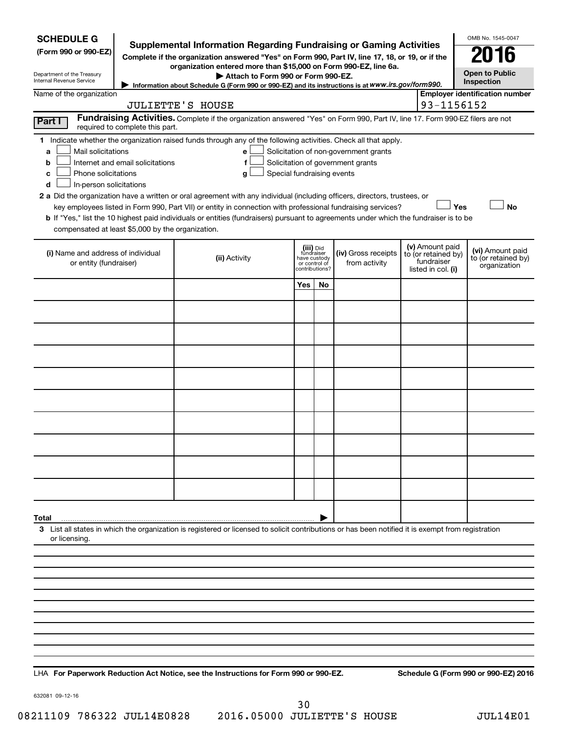**SCHEDULE G**
**(Form 990 or 990-EZ)**

Department of the Treasury
Internal Revenue Service

# Supplemental Information Regarding Fundraising or Gaming Activities

**Complete if the organization answered "Yes" on Form 990, Part IV, line 17, 18, or 19, or if the organization entered more than $15,000 on Form 990-EZ, line 6a.**

**▶ Attach to Form 990 or Form 990-EZ.**

**▶ Information about Schedule G (Form 990 or 990-EZ) and its instructions is at www.irs.gov/form990.**

OMB No. 1545-0047

**2016**

**Open to Public Inspection**

Name of the organization: JULIETTE'S HOUSE

**Employer identification number:** 93-1156152

**Part I** **Fundraising Activities.** Complete if the organization answered "Yes" on Form 990, Part IV, line 17. Form 990-EZ filers are not required to complete this part.

**1** Indicate whether the organization raised funds through any of the following activities. Check all that apply.

- **a** ☐ Mail solicitations
- **b** ☐ Internet and email solicitations
- **c** ☐ Phone solicitations
- **d** ☐ In-person solicitations
- **e** ☐ Solicitation of non-government grants
- **f** ☐ Solicitation of government grants
- **g** ☐ Special fundraising events

**2 a** Did the organization have a written or oral agreement with any individual (including officers, directors, trustees, or key employees listed in Form 990, Part VII) or entity in connection with professional fundraising services? ☐ **Yes** ☐ **No**

**b** If "Yes," list the 10 highest paid individuals or entities (fundraisers) pursuant to agreements under which the fundraiser is to be compensated at least $5,000 by the organization.

| (i) Name and address of individual or entity (fundraiser) | (ii) Activity | (iii) Did fundraiser have custody or control of contributions? | | (iv) Gross receipts from activity | (v) Amount paid to (or retained by) fundraiser listed in col. (i) | (vi) Amount paid to (or retained by) organization |
|---|---|---|---|---|---|---|
| | | Yes | No | | | |
| | | | | | | |
| | | | | | | |
| | | | | | | |
| | | | | | | |
| | | | | | | |
| | | | | | | |
| | | | | | | |
| | | | | | | |
| | | | | | | |
| **Total** ▶ | | | | | | |

**3** List all states in which the organization is registered or licensed to solicit contributions or has been notified it is exempt from registration or licensing.

LHA **For Paperwork Reduction Act Notice, see the Instructions for Form 990 or 990-EZ.** **Schedule G (Form 990 or 990-EZ) 2016**

632081 09-12-16

08211109 786322 JUL14E0828 2016.05000 JULIETTE'S HOUSE JUL14E01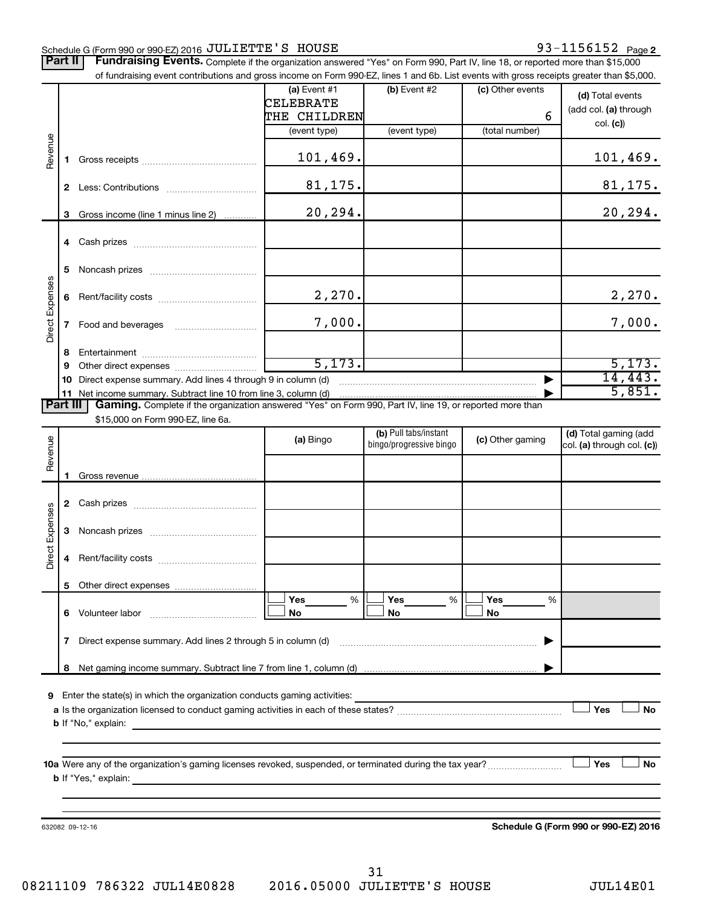Schedule G (Form 990 or 990-EZ) 2016 JULIETTE'S HOUSE 93-1156152 Page 2

**Part II** **Fundraising Events.** Complete if the organization answered "Yes" on Form 990, Part IV, line 18, or reported more than $15,000 of fundraising event contributions and gross income on Form 990-EZ, lines 1 and 6b. List events with gross receipts greater than $5,000.

| | | | (a) Event #1 CELEBRATE THE CHILDREN (event type) | (b) Event #2 (event type) | (c) Other events 6 (total number) | (d) Total events (add col. (a) through col. (c)) |
|---|---|---|---|---|---|---|
| Revenue | 1 | Gross receipts | 101,469. | | | 101,469. |
| | 2 | Less: Contributions | 81,175. | | | 81,175. |
| | 3 | Gross income (line 1 minus line 2) | 20,294. | | | 20,294. |
| Direct Expenses | 4 | Cash prizes | | | | |
| | 5 | Noncash prizes | | | | |
| | 6 | Rent/facility costs | 2,270. | | | 2,270. |
| | 7 | Food and beverages | 7,000. | | | 7,000. |
| | 8 | Entertainment | | | | |
| | 9 | Other direct expenses | 5,173. | | | 5,173. |
| | 10 | Direct expense summary. Add lines 4 through 9 in column (d) | | | ▶ | 14,443. |
| | 11 | Net income summary. Subtract line 10 from line 3, column (d) | | | ▶ | 5,851. |

**Part III** **Gaming.** Complete if the organization answered "Yes" on Form 990, Part IV, line 19, or reported more than $15,000 on Form 990-EZ, line 6a.

| | | | (a) Bingo | (b) Pull tabs/instant bingo/progressive bingo | (c) Other gaming | (d) Total gaming (add col. (a) through col. (c)) |
|---|---|---|---|---|---|---|
| Revenue | 1 | Gross revenue | | | | |
| Direct Expenses | 2 | Cash prizes | | | | |
| | 3 | Noncash prizes | | | | |
| | 4 | Rent/facility costs | | | | |
| | 5 | Other direct expenses | | | | |
| | 6 | Volunteer labor | ☐ Yes ___ % ☐ No | ☐ Yes ___ % ☐ No | ☐ Yes ___ % ☐ No | |
| | 7 | Direct expense summary. Add lines 2 through 5 in column (d) | | | ▶ | |
| | 8 | Net gaming income summary. Subtract line 7 from line 1, column (d) | | | ▶ | |

**9** Enter the state(s) in which the organization conducts gaming activities:

**a** Is the organization licensed to conduct gaming activities in each of these states? ☐ Yes ☐ No

**b** If "No," explain:

**10a** Were any of the organization's gaming licenses revoked, suspended, or terminated during the tax year? ☐ Yes ☐ No

**b** If "Yes," explain:

632082 09-12-16 **Schedule G (Form 990 or 990-EZ) 2016**

08211109 786322 JUL14E0828 2016.05000 JULIETTE'S HOUSE JUL14E01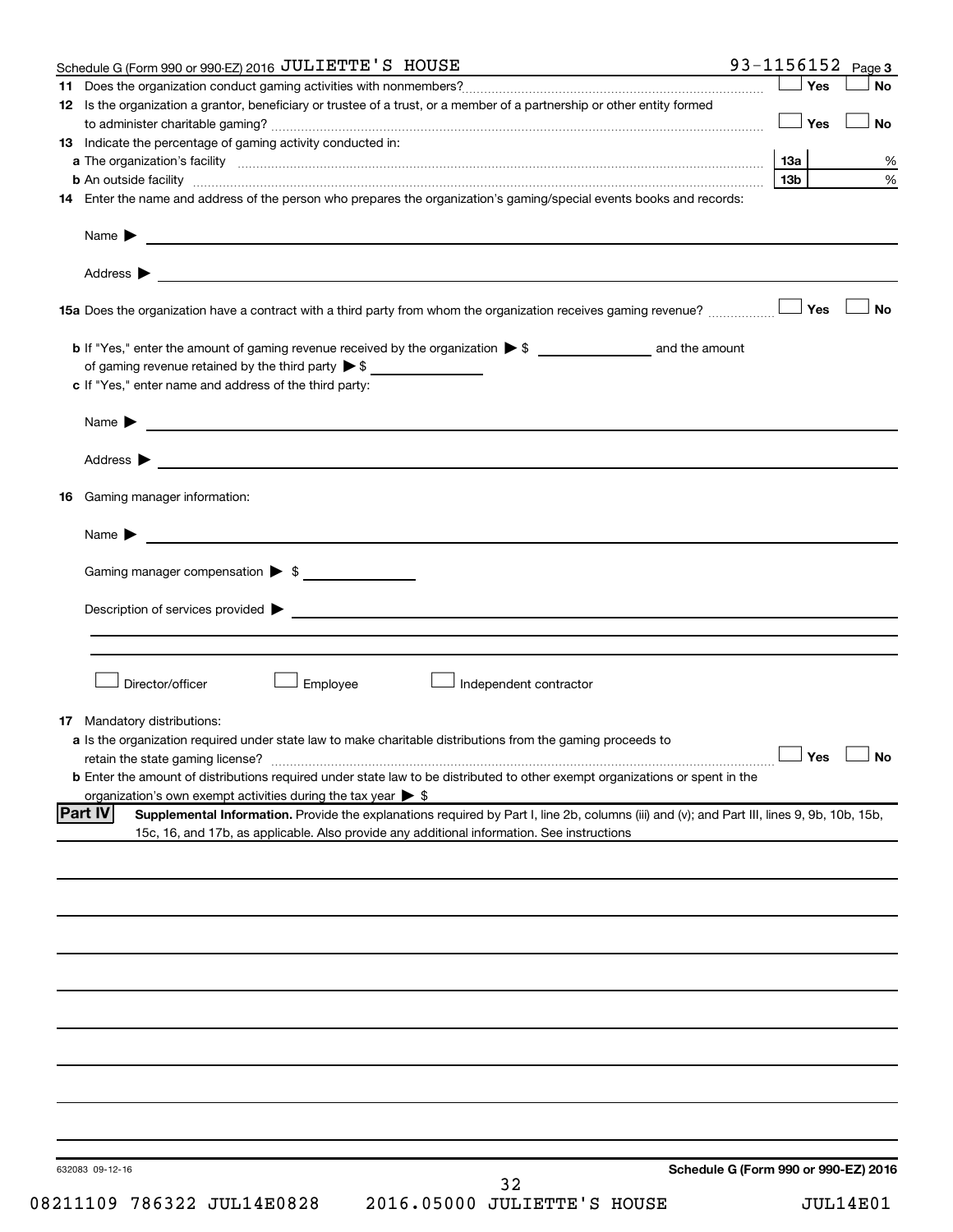Schedule G (Form 990 or 990-EZ) 2016 JULIETTE'S HOUSE 93-1156152 Page 3

**11** Does the organization conduct gaming activities with nonmembers? ☐ Yes ☐ No

**12** Is the organization a grantor, beneficiary or trustee of a trust, or a member of a partnership or other entity formed to administer charitable gaming? ☐ Yes ☐ No

**13** Indicate the percentage of gaming activity conducted in:

**a** The organization's facility **13a** %

**b** An outside facility **13b** %

**14** Enter the name and address of the person who prepares the organization's gaming/special events books and records:

Name ▶

Address ▶

**15a** Does the organization have a contract with a third party from whom the organization receives gaming revenue? ☐ Yes ☐ No

**b** If "Yes," enter the amount of gaming revenue received by the organization ▶ $ ______ and the amount of gaming revenue retained by the third party ▶ $ ______

**c** If "Yes," enter name and address of the third party:

Name ▶

Address ▶

**16** Gaming manager information:

Name ▶

Gaming manager compensation ▶ $

Description of services provided ▶

☐ Director/officer ☐ Employee ☐ Independent contractor

**17** Mandatory distributions:

**a** Is the organization required under state law to make charitable distributions from the gaming proceeds to retain the state gaming license? ☐ Yes ☐ No

**b** Enter the amount of distributions required under state law to be distributed to other exempt organizations or spent in the organization's own exempt activities during the tax year ▶ $

**Part IV** **Supplemental Information.** Provide the explanations required by Part I, line 2b, columns (iii) and (v); and Part III, lines 9, 9b, 10b, 15b, 15c, 16, and 17b, as applicable. Also provide any additional information. See instructions

632083 09-12-16 **Schedule G (Form 990 or 990-EZ) 2016**

08211109 786322 JUL14E0828 2016.05000 JULIETTE'S HOUSE JUL14E01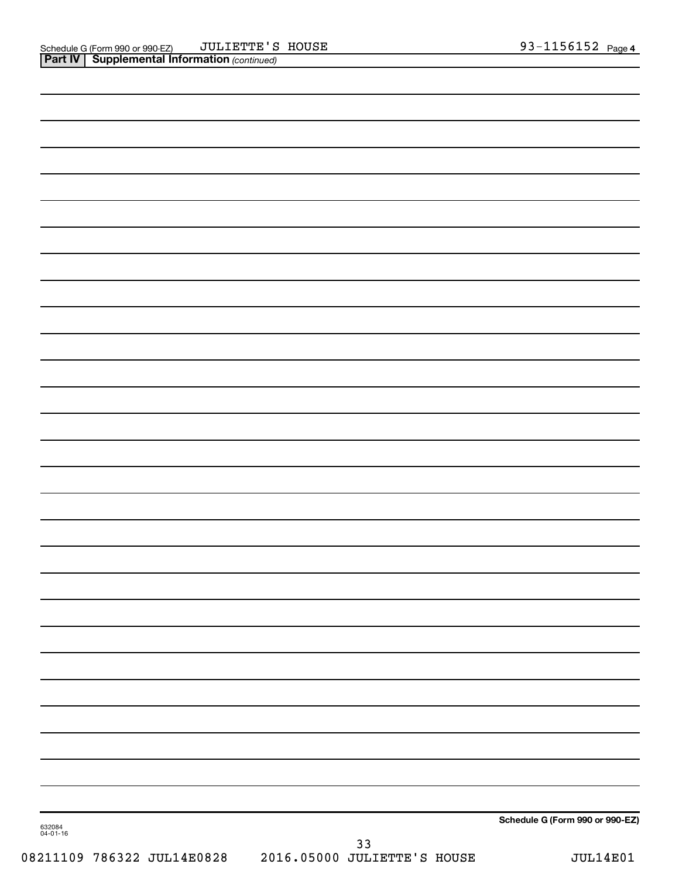Schedule G (Form 990 or 990-EZ) JULIETTE'S HOUSE 93-1156152 Page 4

**Part IV | Supplemental Information** *(continued)*

**Schedule G (Form 990 or 990-EZ)**

632084
04-01-16

08211109 786322 JUL14E0828 2016.05000 JULIETTE'S HOUSE JUL14E01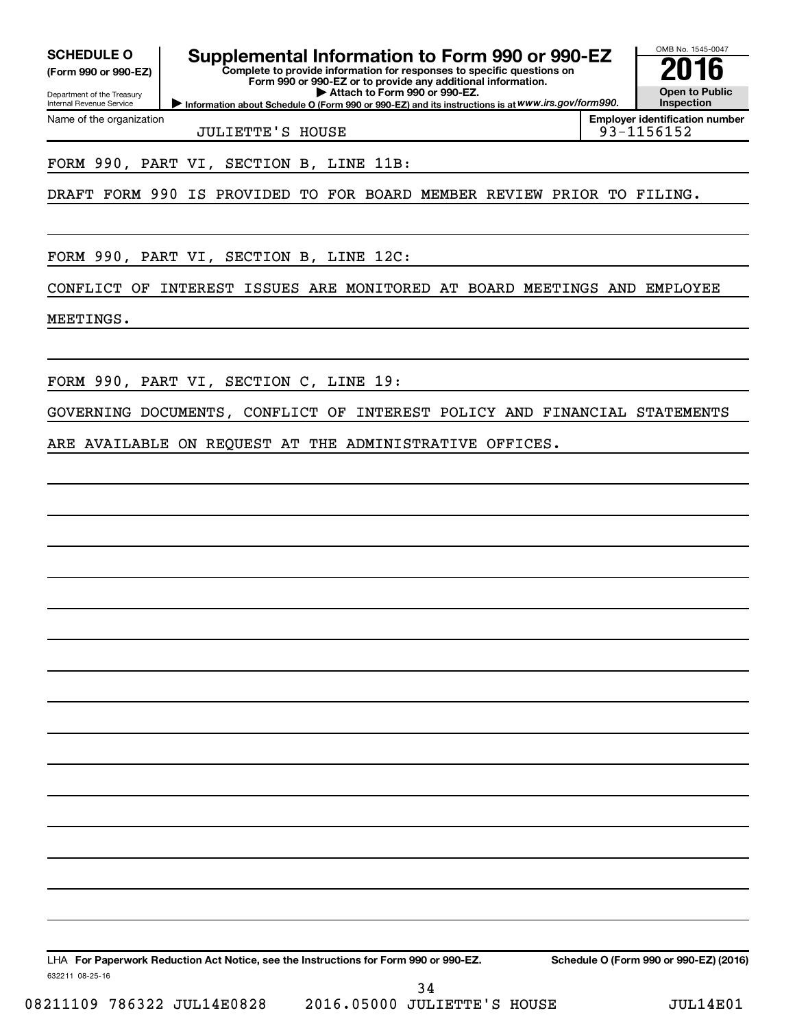**SCHEDULE O**
**(Form 990 or 990-EZ)**

Department of the Treasury
Internal Revenue Service

# Supplemental Information to Form 990 or 990-EZ

**Complete to provide information for responses to specific questions on Form 990 or 990-EZ or to provide any additional information.**
**▶ Attach to Form 990 or 990-EZ.**
▶ Information about Schedule O (Form 990 or 990-EZ) and its instructions is at *www.irs.gov/form990.*

OMB No. 1545-0047
**2016**
**Open to Public Inspection**

| Name of the organization | Employer identification number |
|---|---|
| JULIETTE'S HOUSE | 93-1156152 |

FORM 990, PART VI, SECTION B, LINE 11B:

DRAFT FORM 990 IS PROVIDED TO FOR BOARD MEMBER REVIEW PRIOR TO FILING.

FORM 990, PART VI, SECTION B, LINE 12C:

CONFLICT OF INTEREST ISSUES ARE MONITORED AT BOARD MEETINGS AND EMPLOYEE MEETINGS.

FORM 990, PART VI, SECTION C, LINE 19:

GOVERNING DOCUMENTS, CONFLICT OF INTEREST POLICY AND FINANCIAL STATEMENTS ARE AVAILABLE ON REQUEST AT THE ADMINISTRATIVE OFFICES.

LHA **For Paperwork Reduction Act Notice, see the Instructions for Form 990 or 990-EZ.** **Schedule O (Form 990 or 990-EZ) (2016)**

632211 08-25-16

08211109 786322 JUL14E0828 2016.05000 JULIETTE'S HOUSE JUL14E01